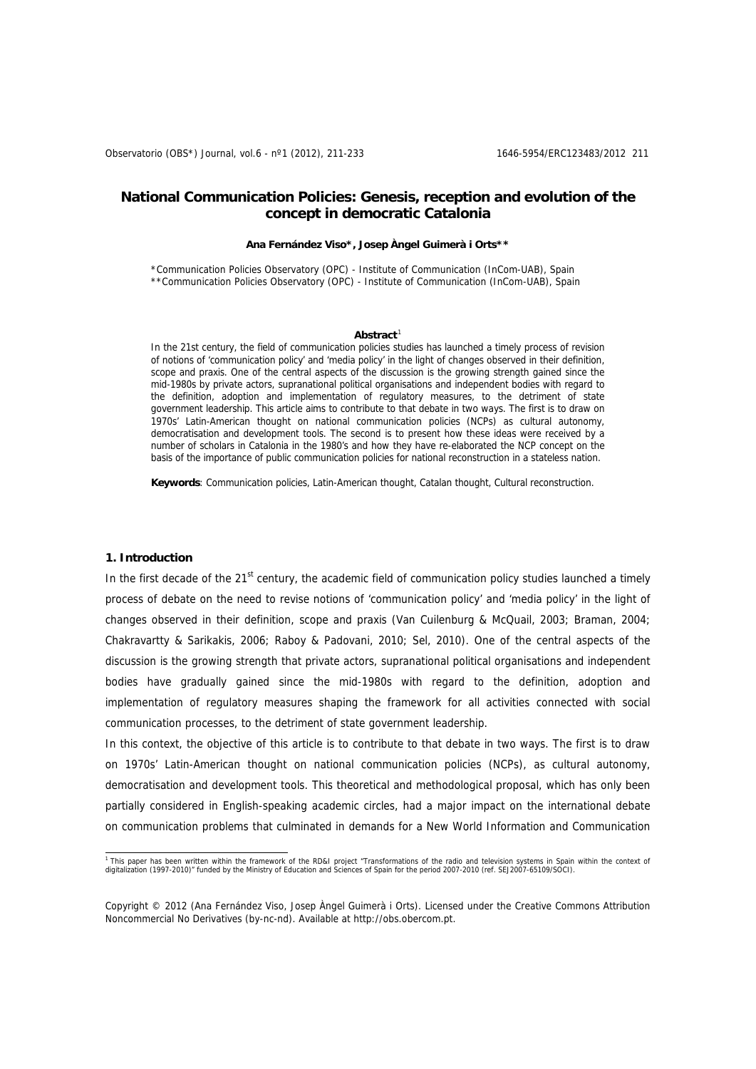# National Communication Policies: Genesis, reception and evolution of the concept in democratic Catalonia

**Ana Fernández Viso\*, Josep Àngel Guimerà i Orts\*\***

\*Communication Policies Observatory (OPC) - Institute of Communication (InCom-UAB), Spain
\*\*Communication Policies Observatory (OPC) - Institute of Communication (InCom-UAB), Spain

**Abstract**[1]

In the 21st century, the field of communication policies studies has launched a timely process of revision of notions of 'communication policy' and 'media policy' in the light of changes observed in their definition, scope and praxis. One of the central aspects of the discussion is the growing strength gained since the mid-1980s by private actors, supranational political organisations and independent bodies with regard to the definition, adoption and implementation of regulatory measures, to the detriment of state government leadership. This article aims to contribute to that debate in two ways. The first is to draw on 1970s' Latin-American thought on national communication policies (NCPs) as cultural autonomy, democratisation and development tools. The second is to present how these ideas were received by a number of scholars in Catalonia in the 1980's and how they have re-elaborated the NCP concept on the basis of the importance of public communication policies for national reconstruction in a stateless nation.

**Keywords**: Communication policies, Latin-American thought, Catalan thought, Cultural reconstruction.

## 1. Introduction

In the first decade of the 21st century, the academic field of communication policy studies launched a timely process of debate on the need to revise notions of 'communication policy' and 'media policy' in the light of changes observed in their definition, scope and praxis (Van Cuilenburg & McQuail, 2003; Braman, 2004; Chakravartty & Sarikakis, 2006; Raboy & Padovani, 2010; Sel, 2010). One of the central aspects of the discussion is the growing strength that private actors, supranational political organisations and independent bodies have gradually gained since the mid-1980s with regard to the definition, adoption and implementation of regulatory measures shaping the framework for all activities connected with social communication processes, to the detriment of state government leadership.

In this context, the objective of this article is to contribute to that debate in two ways. The first is to draw on 1970s' Latin-American thought on national communication policies (NCPs), as cultural autonomy, democratisation and development tools. This theoretical and methodological proposal, which has only been partially considered in English-speaking academic circles, had a major impact on the international debate on communication problems that culminated in demands for a New World Information and Communication

[1] This paper has been written within the framework of the RD&I project "Transformations of the radio and television systems in Spain within the context of digitalization (1997-2010)" funded by the Ministry of Education and Sciences of Spain for the period 2007-2010 (ref. SEJ2007-65109/SOCI).

Copyright © 2012 (Ana Fernández Viso, Josep Àngel Guimerà i Orts). Licensed under the Creative Commons Attribution Noncommercial No Derivatives (by-nc-nd). Available at http://obs.obercom.pt.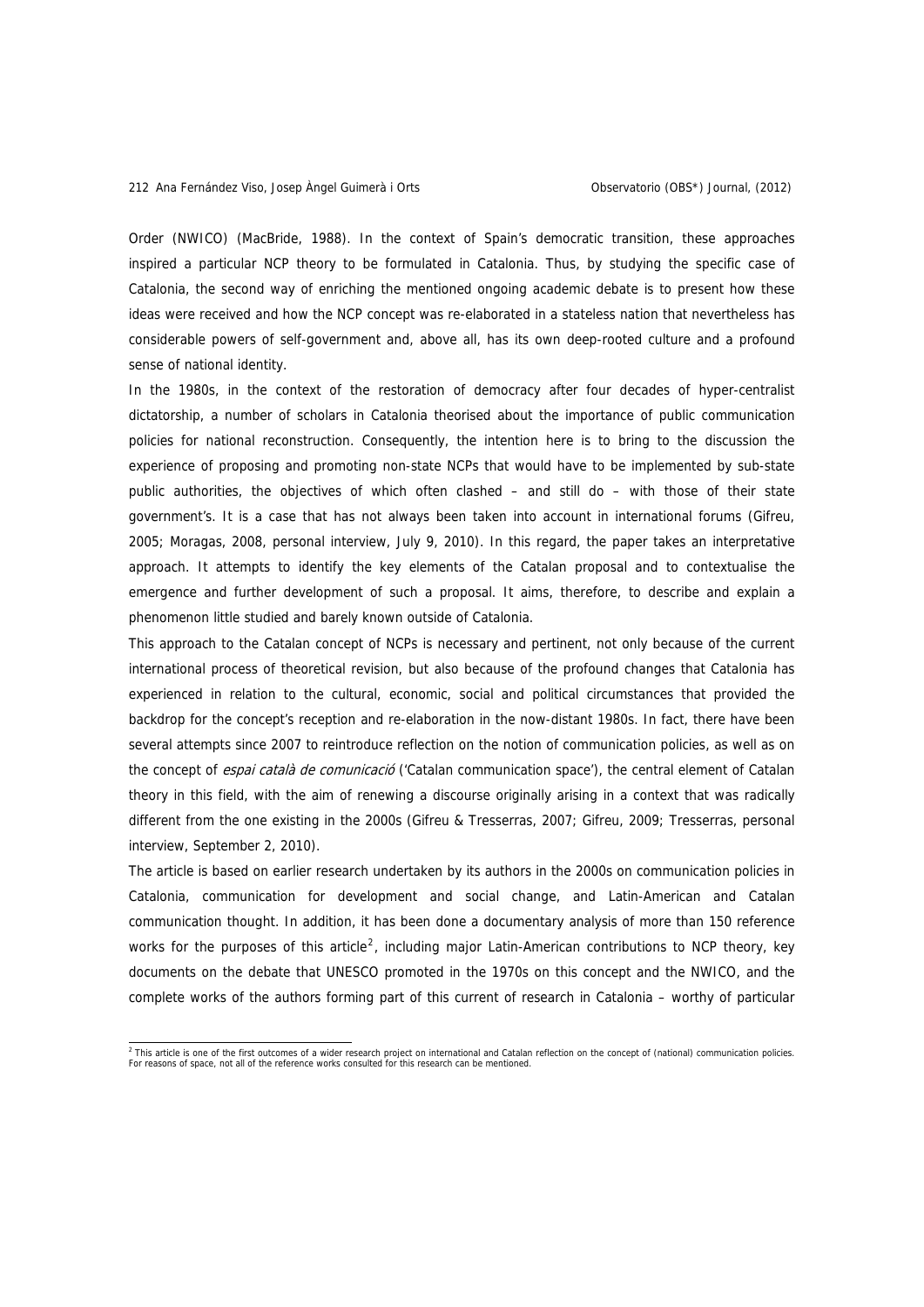Order (NWICO) (MacBride, 1988). In the context of Spain's democratic transition, these approaches inspired a particular NCP theory to be formulated in Catalonia. Thus, by studying the specific case of Catalonia, the second way of enriching the mentioned ongoing academic debate is to present how these ideas were received and how the NCP concept was re-elaborated in a stateless nation that nevertheless has considerable powers of self-government and, above all, has its own deep-rooted culture and a profound sense of national identity.

In the 1980s, in the context of the restoration of democracy after four decades of hyper-centralist dictatorship, a number of scholars in Catalonia theorised about the importance of public communication policies for national reconstruction. Consequently, the intention here is to bring to the discussion the experience of proposing and promoting non-state NCPs that would have to be implemented by sub-state public authorities, the objectives of which often clashed – and still do – with those of their state government's. It is a case that has not always been taken into account in international forums (Gifreu, 2005; Moragas, 2008, personal interview, July 9, 2010). In this regard, the paper takes an interpretative approach. It attempts to identify the key elements of the Catalan proposal and to contextualise the emergence and further development of such a proposal. It aims, therefore, to describe and explain a phenomenon little studied and barely known outside of Catalonia.

This approach to the Catalan concept of NCPs is necessary and pertinent, not only because of the current international process of theoretical revision, but also because of the profound changes that Catalonia has experienced in relation to the cultural, economic, social and political circumstances that provided the backdrop for the concept's reception and re-elaboration in the now-distant 1980s. In fact, there have been several attempts since 2007 to reintroduce reflection on the notion of communication policies, as well as on the concept of *espai català de comunicació* ('Catalan communication space'), the central element of Catalan theory in this field, with the aim of renewing a discourse originally arising in a context that was radically different from the one existing in the 2000s (Gifreu & Tresserras, 2007; Gifreu, 2009; Tresserras, personal interview, September 2, 2010).

The article is based on earlier research undertaken by its authors in the 2000s on communication policies in Catalonia, communication for development and social change, and Latin-American and Catalan communication thought. In addition, it has been done a documentary analysis of more than 150 reference works for the purposes of this article[2], including major Latin-American contributions to NCP theory, key documents on the debate that UNESCO promoted in the 1970s on this concept and the NWICO, and the complete works of the authors forming part of this current of research in Catalonia – worthy of particular

---

[2] This article is one of the first outcomes of a wider research project on international and Catalan reflection on the concept of (national) communication policies. For reasons of space, not all of the reference works consulted for this research can be mentioned.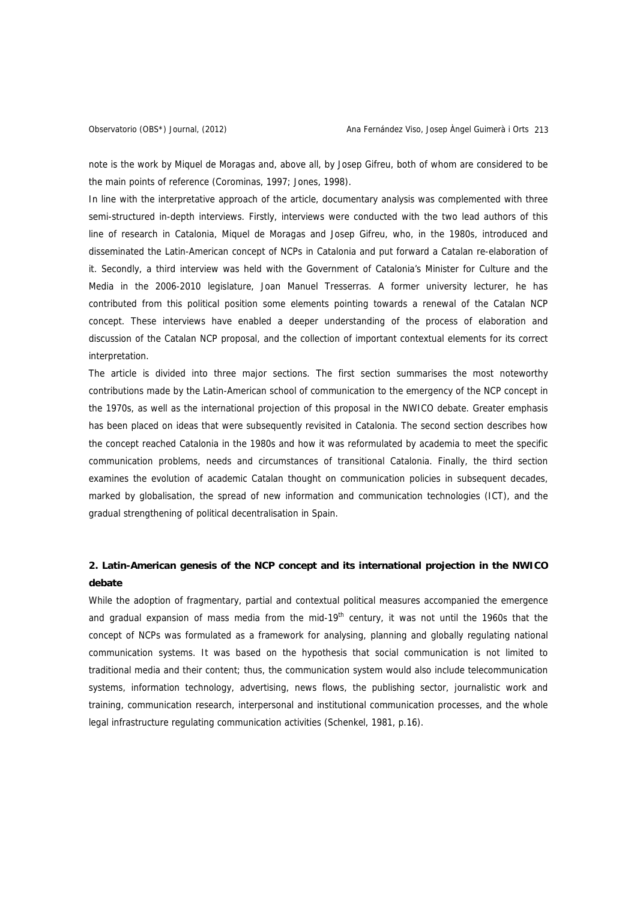note is the work by Miquel de Moragas and, above all, by Josep Gifreu, both of whom are considered to be the main points of reference (Corominas, 1997; Jones, 1998).

In line with the interpretative approach of the article, documentary analysis was complemented with three semi-structured in-depth interviews. Firstly, interviews were conducted with the two lead authors of this line of research in Catalonia, Miquel de Moragas and Josep Gifreu, who, in the 1980s, introduced and disseminated the Latin-American concept of NCPs in Catalonia and put forward a Catalan re-elaboration of it. Secondly, a third interview was held with the Government of Catalonia's Minister for Culture and the Media in the 2006-2010 legislature, Joan Manuel Tresserras. A former university lecturer, he has contributed from this political position some elements pointing towards a renewal of the Catalan NCP concept. These interviews have enabled a deeper understanding of the process of elaboration and discussion of the Catalan NCP proposal, and the collection of important contextual elements for its correct interpretation.

The article is divided into three major sections. The first section summarises the most noteworthy contributions made by the Latin-American school of communication to the emergency of the NCP concept in the 1970s, as well as the international projection of this proposal in the NWICO debate. Greater emphasis has been placed on ideas that were subsequently revisited in Catalonia. The second section describes how the concept reached Catalonia in the 1980s and how it was reformulated by academia to meet the specific communication problems, needs and circumstances of transitional Catalonia. Finally, the third section examines the evolution of academic Catalan thought on communication policies in subsequent decades, marked by globalisation, the spread of new information and communication technologies (ICT), and the gradual strengthening of political decentralisation in Spain.

## 2. Latin-American genesis of the NCP concept and its international projection in the NWICO debate

While the adoption of fragmentary, partial and contextual political measures accompanied the emergence and gradual expansion of mass media from the mid-19th century, it was not until the 1960s that the concept of NCPs was formulated as a framework for analysing, planning and globally regulating national communication systems. It was based on the hypothesis that social communication is not limited to traditional media and their content; thus, the communication system would also include telecommunication systems, information technology, advertising, news flows, the publishing sector, journalistic work and training, communication research, interpersonal and institutional communication processes, and the whole legal infrastructure regulating communication activities (Schenkel, 1981, p.16).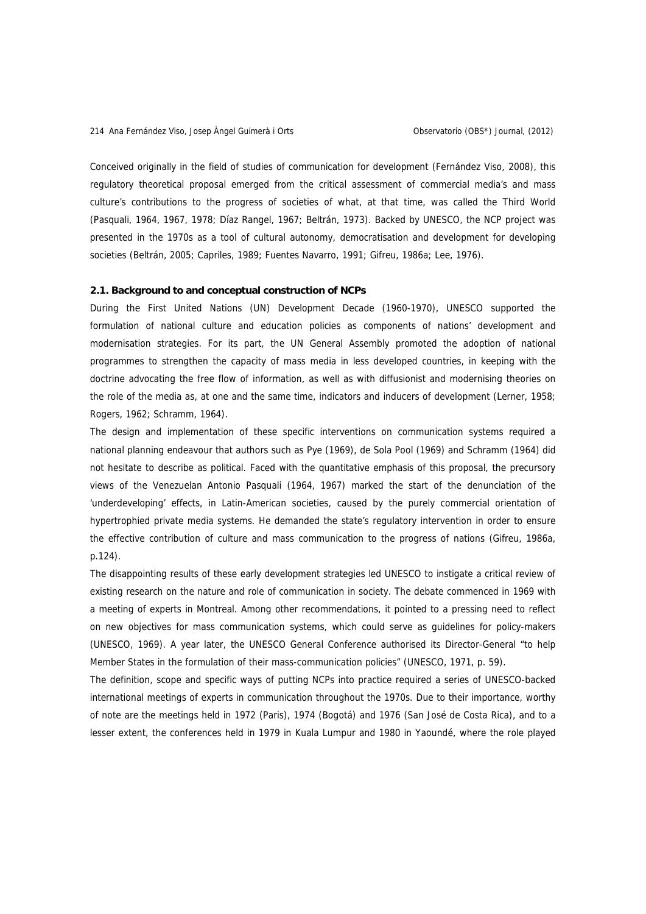Conceived originally in the field of studies of communication for development (Fernández Viso, 2008), this regulatory theoretical proposal emerged from the critical assessment of commercial media's and mass culture's contributions to the progress of societies of what, at that time, was called the Third World (Pasquali, 1964, 1967, 1978; Díaz Rangel, 1967; Beltrán, 1973). Backed by UNESCO, the NCP project was presented in the 1970s as a tool of cultural autonomy, democratisation and development for developing societies (Beltrán, 2005; Capriles, 1989; Fuentes Navarro, 1991; Gifreu, 1986a; Lee, 1976).

### 2.1. Background to and conceptual construction of NCPs

During the First United Nations (UN) Development Decade (1960-1970), UNESCO supported the formulation of national culture and education policies as components of nations' development and modernisation strategies. For its part, the UN General Assembly promoted the adoption of national programmes to strengthen the capacity of mass media in less developed countries, in keeping with the doctrine advocating the free flow of information, as well as with diffusionist and modernising theories on the role of the media as, at one and the same time, indicators and inducers of development (Lerner, 1958; Rogers, 1962; Schramm, 1964).

The design and implementation of these specific interventions on communication systems required a national planning endeavour that authors such as Pye (1969), de Sola Pool (1969) and Schramm (1964) did not hesitate to describe as political. Faced with the quantitative emphasis of this proposal, the precursory views of the Venezuelan Antonio Pasquali (1964, 1967) marked the start of the denunciation of the 'underdeveloping' effects, in Latin-American societies, caused by the purely commercial orientation of hypertrophied private media systems. He demanded the state's regulatory intervention in order to ensure the effective contribution of culture and mass communication to the progress of nations (Gifreu, 1986a, p.124).

The disappointing results of these early development strategies led UNESCO to instigate a critical review of existing research on the nature and role of communication in society. The debate commenced in 1969 with a meeting of experts in Montreal. Among other recommendations, it pointed to a pressing need to reflect on new objectives for mass communication systems, which could serve as guidelines for policy-makers (UNESCO, 1969). A year later, the UNESCO General Conference authorised its Director-General "to help Member States in the formulation of their mass-communication policies" (UNESCO, 1971, p. 59).

The definition, scope and specific ways of putting NCPs into practice required a series of UNESCO-backed international meetings of experts in communication throughout the 1970s. Due to their importance, worthy of note are the meetings held in 1972 (Paris), 1974 (Bogotá) and 1976 (San José de Costa Rica), and to a lesser extent, the conferences held in 1979 in Kuala Lumpur and 1980 in Yaoundé, where the role played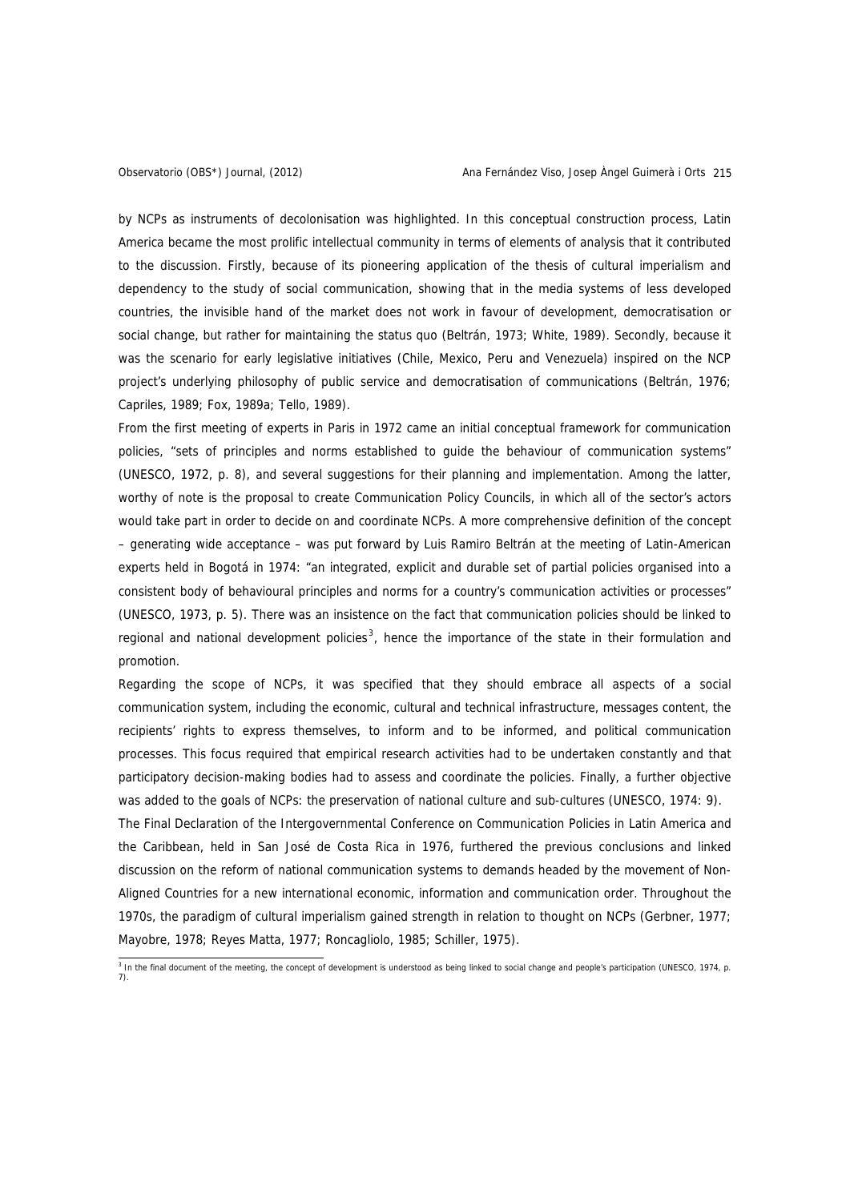by NCPs as instruments of decolonisation was highlighted. In this conceptual construction process, Latin America became the most prolific intellectual community in terms of elements of analysis that it contributed to the discussion. Firstly, because of its pioneering application of the thesis of cultural imperialism and dependency to the study of social communication, showing that in the media systems of less developed countries, the invisible hand of the market does not work in favour of development, democratisation or social change, but rather for maintaining the status quo (Beltrán, 1973; White, 1989). Secondly, because it was the scenario for early legislative initiatives (Chile, Mexico, Peru and Venezuela) inspired on the NCP project's underlying philosophy of public service and democratisation of communications (Beltrán, 1976; Capriles, 1989; Fox, 1989a; Tello, 1989).

From the first meeting of experts in Paris in 1972 came an initial conceptual framework for communication policies, "sets of principles and norms established to guide the behaviour of communication systems" (UNESCO, 1972, p. 8), and several suggestions for their planning and implementation. Among the latter, worthy of note is the proposal to create Communication Policy Councils, in which all of the sector's actors would take part in order to decide on and coordinate NCPs. A more comprehensive definition of the concept – generating wide acceptance – was put forward by Luis Ramiro Beltrán at the meeting of Latin-American experts held in Bogotá in 1974: "an integrated, explicit and durable set of partial policies organised into a consistent body of behavioural principles and norms for a country's communication activities or processes" (UNESCO, 1973, p. 5). There was an insistence on the fact that communication policies should be linked to regional and national development policies[3], hence the importance of the state in their formulation and promotion.

Regarding the scope of NCPs, it was specified that they should embrace all aspects of a social communication system, including the economic, cultural and technical infrastructure, messages content, the recipients' rights to express themselves, to inform and to be informed, and political communication processes. This focus required that empirical research activities had to be undertaken constantly and that participatory decision-making bodies had to assess and coordinate the policies. Finally, a further objective was added to the goals of NCPs: the preservation of national culture and sub-cultures (UNESCO, 1974: 9).

The Final Declaration of the Intergovernmental Conference on Communication Policies in Latin America and the Caribbean, held in San José de Costa Rica in 1976, furthered the previous conclusions and linked discussion on the reform of national communication systems to demands headed by the movement of Non-Aligned Countries for a new international economic, information and communication order. Throughout the 1970s, the paradigm of cultural imperialism gained strength in relation to thought on NCPs (Gerbner, 1977; Mayobre, 1978; Reyes Matta, 1977; Roncagliolo, 1985; Schiller, 1975).

[3] In the final document of the meeting, the concept of development is understood as being linked to social change and people's participation (UNESCO, 1974, p. 7).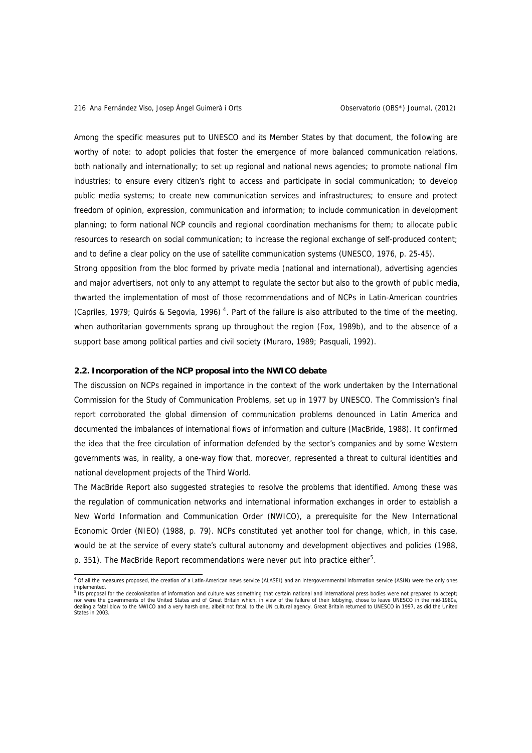Among the specific measures put to UNESCO and its Member States by that document, the following are worthy of note: to adopt policies that foster the emergence of more balanced communication relations, both nationally and internationally; to set up regional and national news agencies; to promote national film industries; to ensure every citizen's right to access and participate in social communication; to develop public media systems; to create new communication services and infrastructures; to ensure and protect freedom of opinion, expression, communication and information; to include communication in development planning; to form national NCP councils and regional coordination mechanisms for them; to allocate public resources to research on social communication; to increase the regional exchange of self-produced content; and to define a clear policy on the use of satellite communication systems (UNESCO, 1976, p. 25-45).

Strong opposition from the bloc formed by private media (national and international), advertising agencies and major advertisers, not only to any attempt to regulate the sector but also to the growth of public media, thwarted the implementation of most of those recommendations and of NCPs in Latin-American countries (Capriles, 1979; Quirós & Segovia, 1996) [4]. Part of the failure is also attributed to the time of the meeting, when authoritarian governments sprang up throughout the region (Fox, 1989b), and to the absence of a support base among political parties and civil society (Muraro, 1989; Pasquali, 1992).

### 2.2. Incorporation of the NCP proposal into the NWICO debate

The discussion on NCPs regained in importance in the context of the work undertaken by the International Commission for the Study of Communication Problems, set up in 1977 by UNESCO. The Commission's final report corroborated the global dimension of communication problems denounced in Latin America and documented the imbalances of international flows of information and culture (MacBride, 1988). It confirmed the idea that the free circulation of information defended by the sector's companies and by some Western governments was, in reality, a one-way flow that, moreover, represented a threat to cultural identities and national development projects of the Third World.

The MacBride Report also suggested strategies to resolve the problems that identified. Among these was the regulation of communication networks and international information exchanges in order to establish a New World Information and Communication Order (NWICO), a prerequisite for the New International Economic Order (NIEO) (1988, p. 79). NCPs constituted yet another tool for change, which, in this case, would be at the service of every state's cultural autonomy and development objectives and policies (1988, p. 351). The MacBride Report recommendations were never put into practice either[5].

---

[4] Of all the measures proposed, the creation of a Latin-American news service (ALASEI) and an intergovernmental information service (ASIN) were the only ones implemented.

[5] Its proposal for the decolonisation of information and culture was something that certain national and international press bodies were not prepared to accept; nor were the governments of the United States and of Great Britain which, in view of the failure of their lobbying, chose to leave UNESCO in the mid-1980s, dealing a fatal blow to the NWICO and a very harsh one, albeit not fatal, to the UN cultural agency. Great Britain returned to UNESCO in 1997, as did the United States in 2003.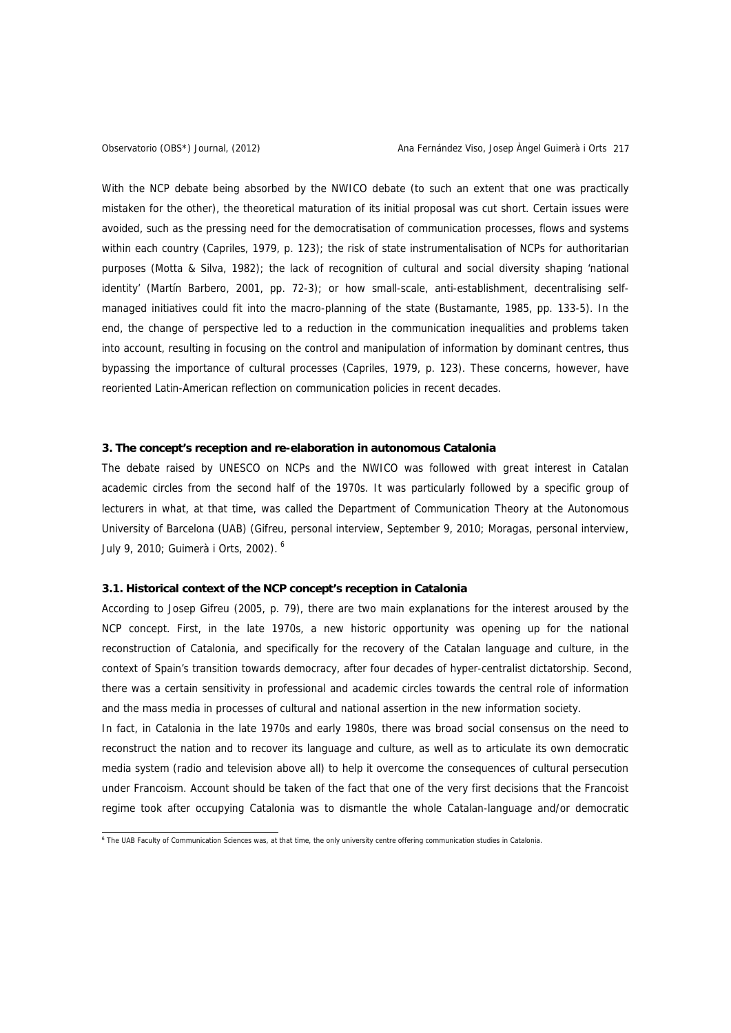With the NCP debate being absorbed by the NWICO debate (to such an extent that one was practically mistaken for the other), the theoretical maturation of its initial proposal was cut short. Certain issues were avoided, such as the pressing need for the democratisation of communication processes, flows and systems within each country (Capriles, 1979, p. 123); the risk of state instrumentalisation of NCPs for authoritarian purposes (Motta & Silva, 1982); the lack of recognition of cultural and social diversity shaping 'national identity' (Martín Barbero, 2001, pp. 72-3); or how small-scale, anti-establishment, decentralising self-managed initiatives could fit into the macro-planning of the state (Bustamante, 1985, pp. 133-5). In the end, the change of perspective led to a reduction in the communication inequalities and problems taken into account, resulting in focusing on the control and manipulation of information by dominant centres, thus bypassing the importance of cultural processes (Capriles, 1979, p. 123). These concerns, however, have reoriented Latin-American reflection on communication policies in recent decades.

## 3. The concept's reception and re-elaboration in autonomous Catalonia

The debate raised by UNESCO on NCPs and the NWICO was followed with great interest in Catalan academic circles from the second half of the 1970s. It was particularly followed by a specific group of lecturers in what, at that time, was called the Department of Communication Theory at the Autonomous University of Barcelona (UAB) (Gifreu, personal interview, September 9, 2010; Moragas, personal interview, July 9, 2010; Guimerà i Orts, 2002).[6]

### 3.1. Historical context of the NCP concept's reception in Catalonia

According to Josep Gifreu (2005, p. 79), there are two main explanations for the interest aroused by the NCP concept. First, in the late 1970s, a new historic opportunity was opening up for the national reconstruction of Catalonia, and specifically for the recovery of the Catalan language and culture, in the context of Spain's transition towards democracy, after four decades of hyper-centralist dictatorship. Second, there was a certain sensitivity in professional and academic circles towards the central role of information and the mass media in processes of cultural and national assertion in the new information society.

In fact, in Catalonia in the late 1970s and early 1980s, there was broad social consensus on the need to reconstruct the nation and to recover its language and culture, as well as to articulate its own democratic media system (radio and television above all) to help it overcome the consequences of cultural persecution under Francoism. Account should be taken of the fact that one of the very first decisions that the Francoist regime took after occupying Catalonia was to dismantle the whole Catalan-language and/or democratic

[6] The UAB Faculty of Communication Sciences was, at that time, the only university centre offering communication studies in Catalonia.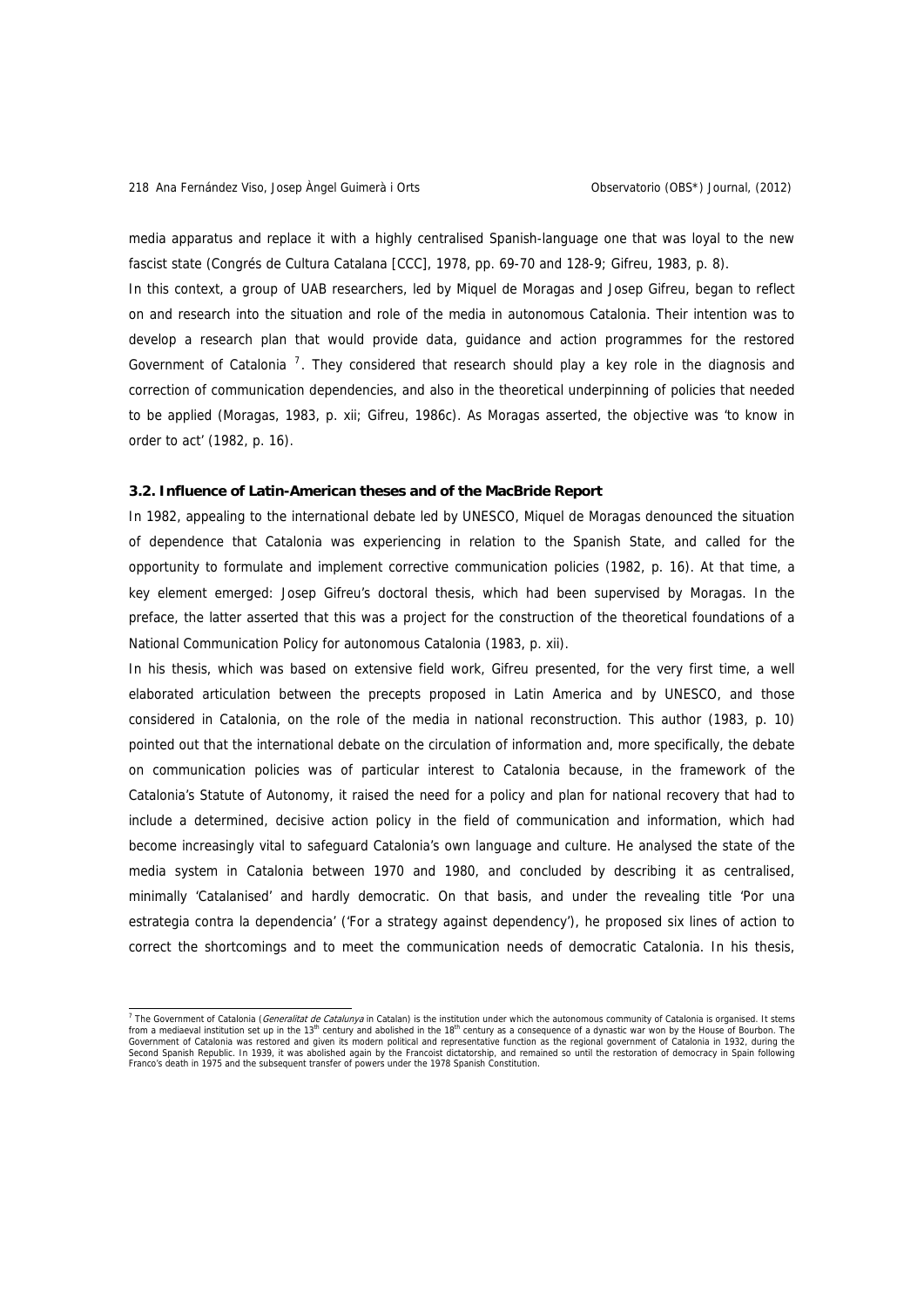media apparatus and replace it with a highly centralised Spanish-language one that was loyal to the new fascist state (Congrés de Cultura Catalana [CCC], 1978, pp. 69-70 and 128-9; Gifreu, 1983, p. 8).

In this context, a group of UAB researchers, led by Miquel de Moragas and Josep Gifreu, began to reflect on and research into the situation and role of the media in autonomous Catalonia. Their intention was to develop a research plan that would provide data, guidance and action programmes for the restored Government of Catalonia [7]. They considered that research should play a key role in the diagnosis and correction of communication dependencies, and also in the theoretical underpinning of policies that needed to be applied (Moragas, 1983, p. xii; Gifreu, 1986c). As Moragas asserted, the objective was 'to know in order to act' (1982, p. 16).

### 3.2. Influence of Latin-American theses and of the MacBride Report

In 1982, appealing to the international debate led by UNESCO, Miquel de Moragas denounced the situation of dependence that Catalonia was experiencing in relation to the Spanish State, and called for the opportunity to formulate and implement corrective communication policies (1982, p. 16). At that time, a key element emerged: Josep Gifreu's doctoral thesis, which had been supervised by Moragas. In the preface, the latter asserted that this was a project for the construction of the theoretical foundations of a National Communication Policy for autonomous Catalonia (1983, p. xii).

In his thesis, which was based on extensive field work, Gifreu presented, for the very first time, a well elaborated articulation between the precepts proposed in Latin America and by UNESCO, and those considered in Catalonia, on the role of the media in national reconstruction. This author (1983, p. 10) pointed out that the international debate on the circulation of information and, more specifically, the debate on communication policies was of particular interest to Catalonia because, in the framework of the Catalonia's Statute of Autonomy, it raised the need for a policy and plan for national recovery that had to include a determined, decisive action policy in the field of communication and information, which had become increasingly vital to safeguard Catalonia's own language and culture. He analysed the state of the media system in Catalonia between 1970 and 1980, and concluded by describing it as centralised, minimally 'Catalanised' and hardly democratic. On that basis, and under the revealing title 'Por una estrategia contra la dependencia' ('For a strategy against dependency'), he proposed six lines of action to correct the shortcomings and to meet the communication needs of democratic Catalonia. In his thesis,

---

[7] The Government of Catalonia (*Generalitat de Catalunya* in Catalan) is the institution under which the autonomous community of Catalonia is organised. It stems from a mediaeval institution set up in the 13th century and abolished in the 18th century as a consequence of a dynastic war won by the House of Bourbon. The Government of Catalonia was restored and given its modern political and representative function as the regional government of Catalonia in 1932, during the Second Spanish Republic. In 1939, it was abolished again by the Francoist dictatorship, and remained so until the restoration of democracy in Spain following Franco's death in 1975 and the subsequent transfer of powers under the 1978 Spanish Constitution.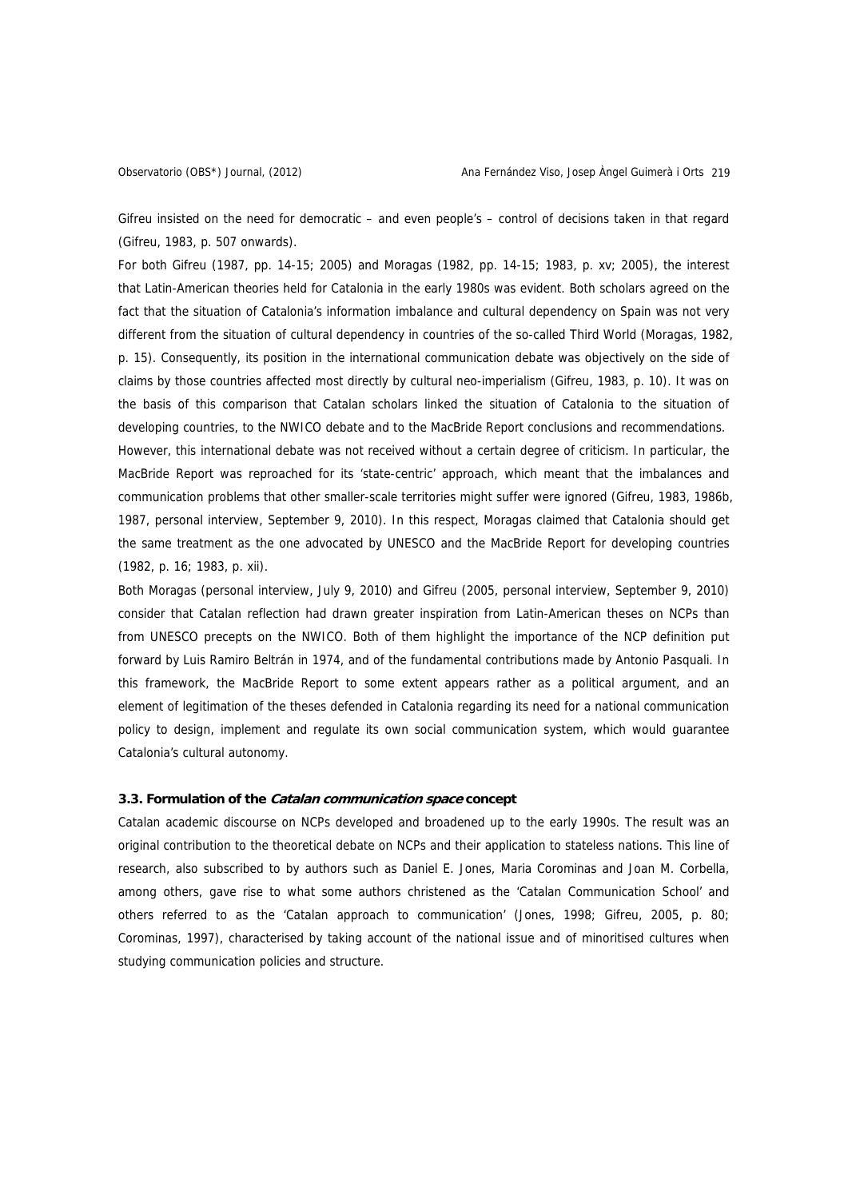Gifreu insisted on the need for democratic – and even people's – control of decisions taken in that regard (Gifreu, 1983, p. 507 onwards).

For both Gifreu (1987, pp. 14-15; 2005) and Moragas (1982, pp. 14-15; 1983, p. xv; 2005), the interest that Latin-American theories held for Catalonia in the early 1980s was evident. Both scholars agreed on the fact that the situation of Catalonia's information imbalance and cultural dependency on Spain was not very different from the situation of cultural dependency in countries of the so-called Third World (Moragas, 1982, p. 15). Consequently, its position in the international communication debate was objectively on the side of claims by those countries affected most directly by cultural neo-imperialism (Gifreu, 1983, p. 10). It was on the basis of this comparison that Catalan scholars linked the situation of Catalonia to the situation of developing countries, to the NWICO debate and to the MacBride Report conclusions and recommendations.

However, this international debate was not received without a certain degree of criticism. In particular, the MacBride Report was reproached for its 'state-centric' approach, which meant that the imbalances and communication problems that other smaller-scale territories might suffer were ignored (Gifreu, 1983, 1986b, 1987, personal interview, September 9, 2010). In this respect, Moragas claimed that Catalonia should get the same treatment as the one advocated by UNESCO and the MacBride Report for developing countries (1982, p. 16; 1983, p. xii).

Both Moragas (personal interview, July 9, 2010) and Gifreu (2005, personal interview, September 9, 2010) consider that Catalan reflection had drawn greater inspiration from Latin-American theses on NCPs than from UNESCO precepts on the NWICO. Both of them highlight the importance of the NCP definition put forward by Luis Ramiro Beltrán in 1974, and of the fundamental contributions made by Antonio Pasquali. In this framework, the MacBride Report to some extent appears rather as a political argument, and an element of legitimation of the theses defended in Catalonia regarding its need for a national communication policy to design, implement and regulate its own social communication system, which would guarantee Catalonia's cultural autonomy.

### 3.3. Formulation of the *Catalan communication space* concept

Catalan academic discourse on NCPs developed and broadened up to the early 1990s. The result was an original contribution to the theoretical debate on NCPs and their application to stateless nations. This line of research, also subscribed to by authors such as Daniel E. Jones, Maria Corominas and Joan M. Corbella, among others, gave rise to what some authors christened as the 'Catalan Communication School' and others referred to as the 'Catalan approach to communication' (Jones, 1998; Gifreu, 2005, p. 80; Corominas, 1997), characterised by taking account of the national issue and of minoritised cultures when studying communication policies and structure.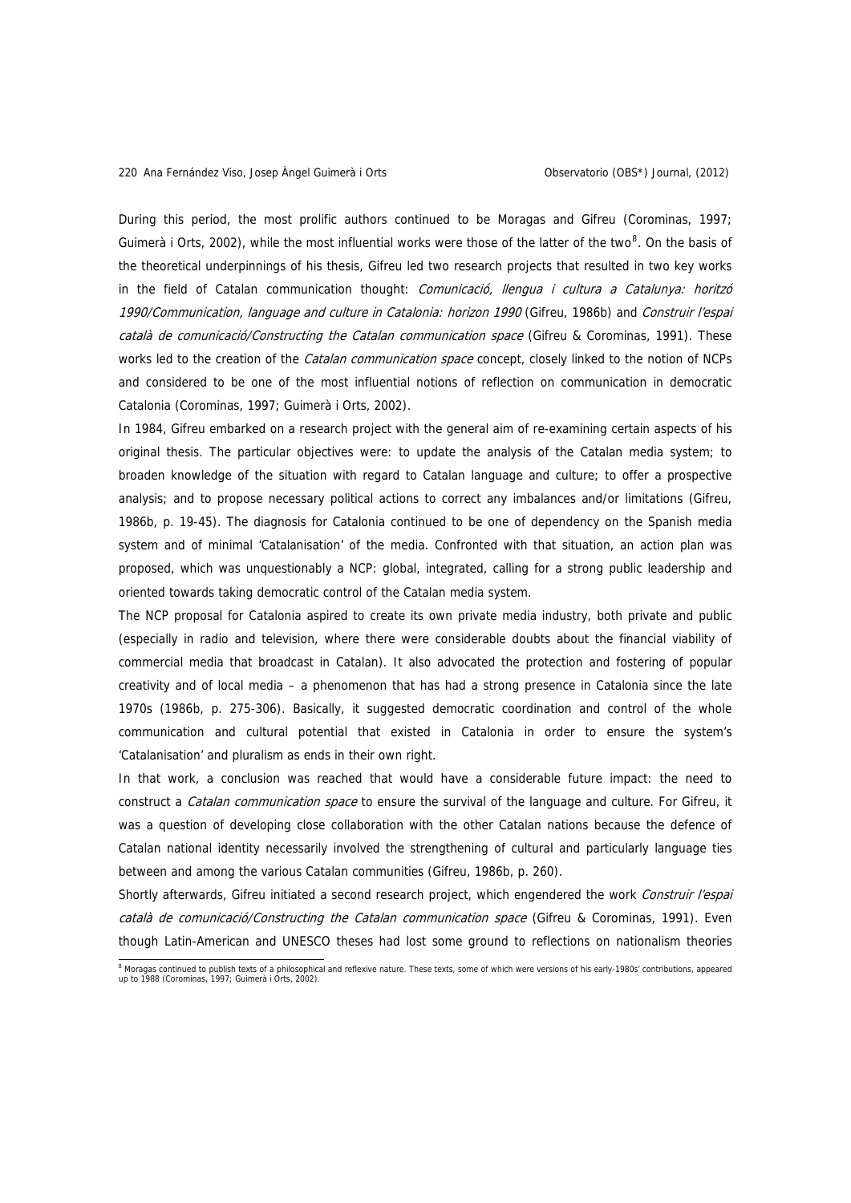During this period, the most prolific authors continued to be Moragas and Gifreu (Corominas, 1997; Guimerà i Orts, 2002), while the most influential works were those of the latter of the two[8]. On the basis of the theoretical underpinnings of his thesis, Gifreu led two research projects that resulted in two key works in the field of Catalan communication thought: *Comunicació, llengua i cultura a Catalunya: horitzó 1990/Communication, language and culture in Catalonia: horizon 1990* (Gifreu, 1986b) and *Construir l'espai català de comunicació/Constructing the Catalan communication space* (Gifreu & Corominas, 1991). These works led to the creation of the *Catalan communication space* concept, closely linked to the notion of NCPs and considered to be one of the most influential notions of reflection on communication in democratic Catalonia (Corominas, 1997; Guimerà i Orts, 2002).

In 1984, Gifreu embarked on a research project with the general aim of re-examining certain aspects of his original thesis. The particular objectives were: to update the analysis of the Catalan media system; to broaden knowledge of the situation with regard to Catalan language and culture; to offer a prospective analysis; and to propose necessary political actions to correct any imbalances and/or limitations (Gifreu, 1986b, p. 19-45). The diagnosis for Catalonia continued to be one of dependency on the Spanish media system and of minimal 'Catalanisation' of the media. Confronted with that situation, an action plan was proposed, which was unquestionably a NCP: global, integrated, calling for a strong public leadership and oriented towards taking democratic control of the Catalan media system.

The NCP proposal for Catalonia aspired to create its own private media industry, both private and public (especially in radio and television, where there were considerable doubts about the financial viability of commercial media that broadcast in Catalan). It also advocated the protection and fostering of popular creativity and of local media – a phenomenon that has had a strong presence in Catalonia since the late 1970s (1986b, p. 275-306). Basically, it suggested democratic coordination and control of the whole communication and cultural potential that existed in Catalonia in order to ensure the system's 'Catalanisation' and pluralism as ends in their own right.

In that work, a conclusion was reached that would have a considerable future impact: the need to construct a *Catalan communication space* to ensure the survival of the language and culture. For Gifreu, it was a question of developing close collaboration with the other Catalan nations because the defence of Catalan national identity necessarily involved the strengthening of cultural and particularly language ties between and among the various Catalan communities (Gifreu, 1986b, p. 260).

Shortly afterwards, Gifreu initiated a second research project, which engendered the work *Construir l'espai català de comunicació/Constructing the Catalan communication space* (Gifreu & Corominas, 1991). Even though Latin-American and UNESCO theses had lost some ground to reflections on nationalism theories

[8] Moragas continued to publish texts of a philosophical and reflexive nature. These texts, some of which were versions of his early-1980s' contributions, appeared up to 1988 (Corominas, 1997; Guimerà i Orts, 2002).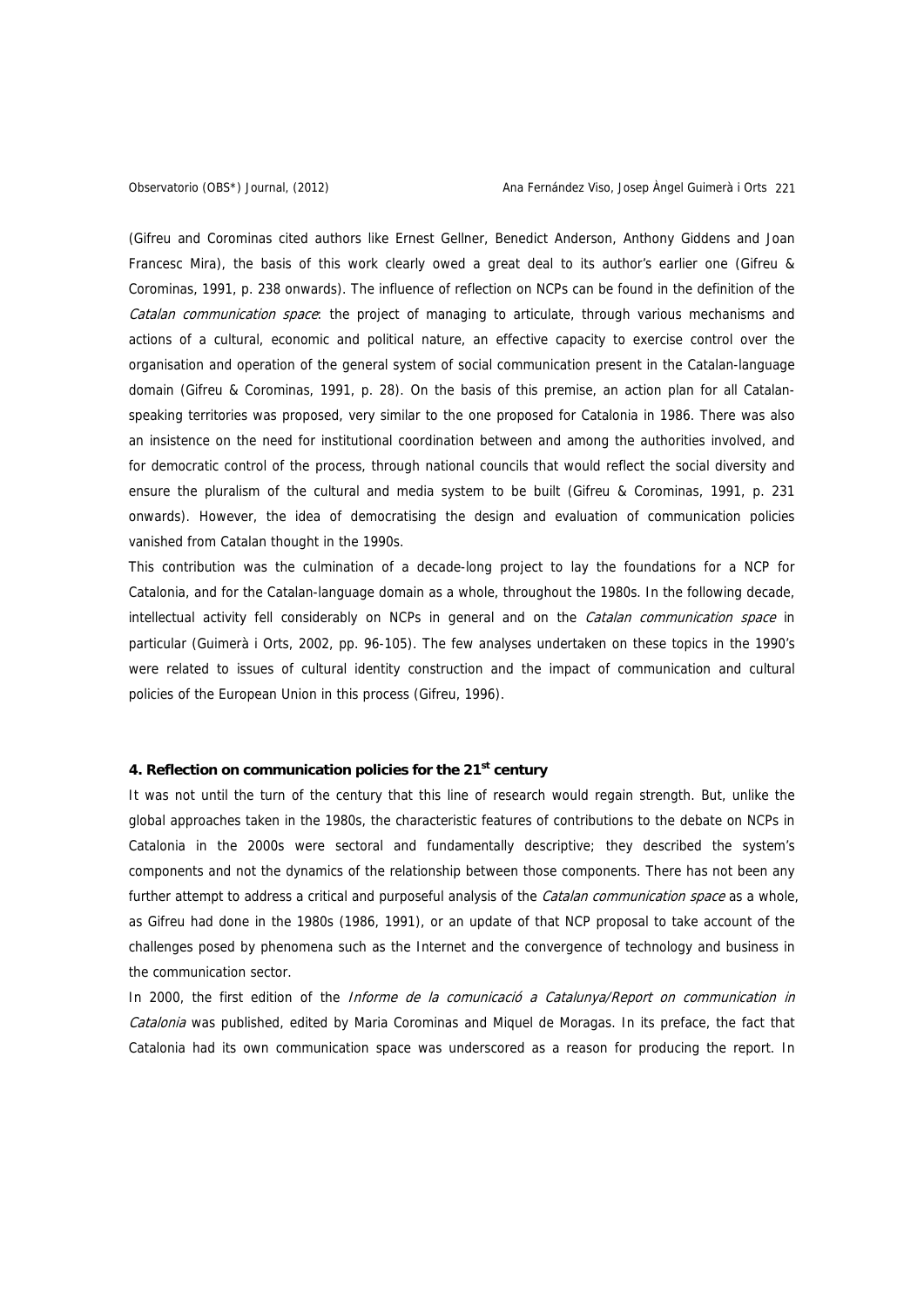(Gifreu and Corominas cited authors like Ernest Gellner, Benedict Anderson, Anthony Giddens and Joan Francesc Mira), the basis of this work clearly owed a great deal to its author's earlier one (Gifreu & Corominas, 1991, p. 238 onwards). The influence of reflection on NCPs can be found in the definition of the *Catalan communication space*: the project of managing to articulate, through various mechanisms and actions of a cultural, economic and political nature, an effective capacity to exercise control over the organisation and operation of the general system of social communication present in the Catalan-language domain (Gifreu & Corominas, 1991, p. 28). On the basis of this premise, an action plan for all Catalan-speaking territories was proposed, very similar to the one proposed for Catalonia in 1986. There was also an insistence on the need for institutional coordination between and among the authorities involved, and for democratic control of the process, through national councils that would reflect the social diversity and ensure the pluralism of the cultural and media system to be built (Gifreu & Corominas, 1991, p. 231 onwards). However, the idea of democratising the design and evaluation of communication policies vanished from Catalan thought in the 1990s.

This contribution was the culmination of a decade-long project to lay the foundations for a NCP for Catalonia, and for the Catalan-language domain as a whole, throughout the 1980s. In the following decade, intellectual activity fell considerably on NCPs in general and on the *Catalan communication space* in particular (Guimerà i Orts, 2002, pp. 96-105). The few analyses undertaken on these topics in the 1990's were related to issues of cultural identity construction and the impact of communication and cultural policies of the European Union in this process (Gifreu, 1996).

## 4. Reflection on communication policies for the 21st century

It was not until the turn of the century that this line of research would regain strength. But, unlike the global approaches taken in the 1980s, the characteristic features of contributions to the debate on NCPs in Catalonia in the 2000s were sectoral and fundamentally descriptive; they described the system's components and not the dynamics of the relationship between those components. There has not been any further attempt to address a critical and purposeful analysis of the *Catalan communication space* as a whole, as Gifreu had done in the 1980s (1986, 1991), or an update of that NCP proposal to take account of the challenges posed by phenomena such as the Internet and the convergence of technology and business in the communication sector.

In 2000, the first edition of the *Informe de la comunicació a Catalunya/Report on communication in Catalonia* was published, edited by Maria Corominas and Miquel de Moragas. In its preface, the fact that Catalonia had its own communication space was underscored as a reason for producing the report. In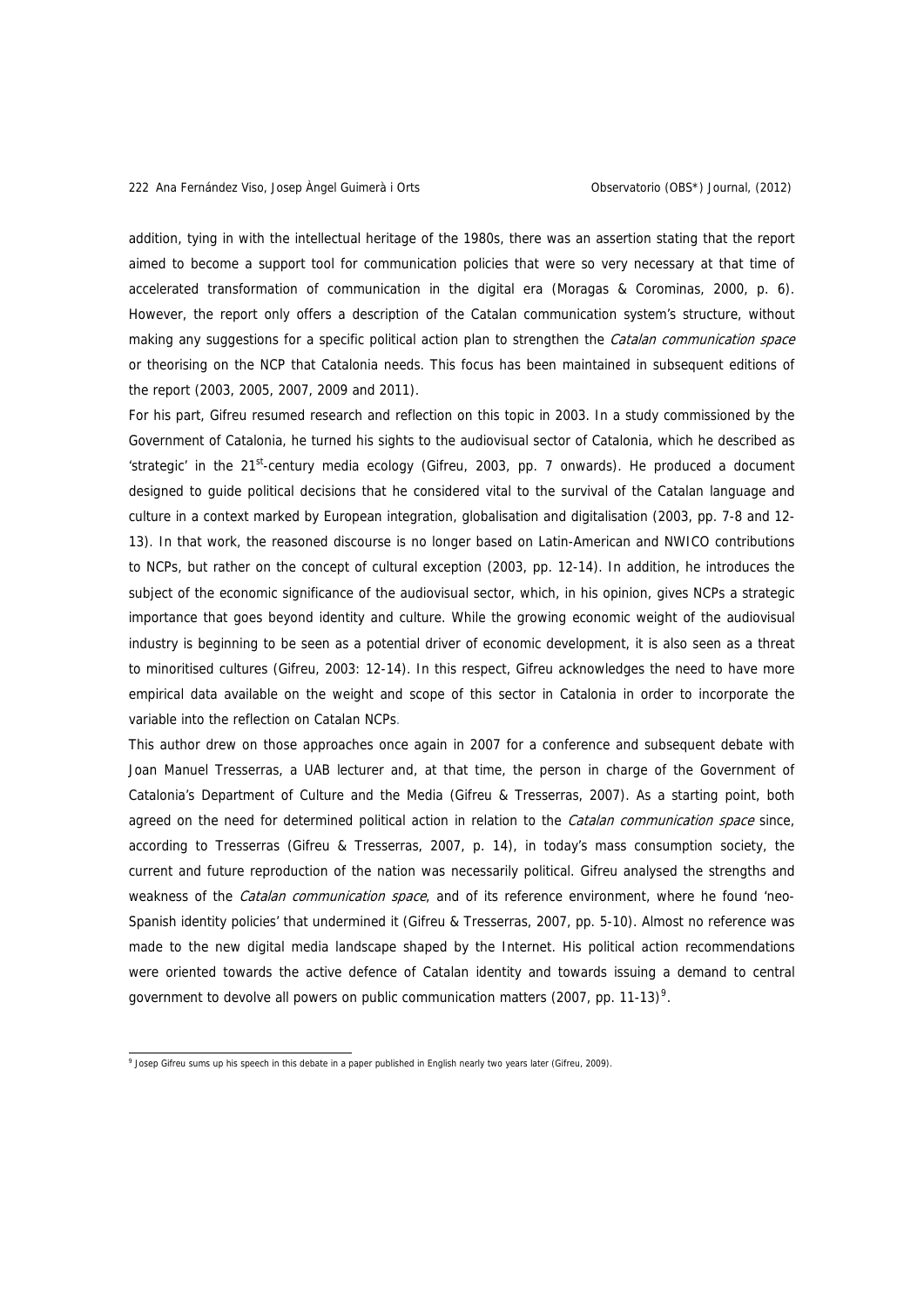addition, tying in with the intellectual heritage of the 1980s, there was an assertion stating that the report aimed to become a support tool for communication policies that were so very necessary at that time of accelerated transformation of communication in the digital era (Moragas & Corominas, 2000, p. 6). However, the report only offers a description of the Catalan communication system's structure, without making any suggestions for a specific political action plan to strengthen the *Catalan communication space* or theorising on the NCP that Catalonia needs. This focus has been maintained in subsequent editions of the report (2003, 2005, 2007, 2009 and 2011).

For his part, Gifreu resumed research and reflection on this topic in 2003. In a study commissioned by the Government of Catalonia, he turned his sights to the audiovisual sector of Catalonia, which he described as 'strategic' in the 21st-century media ecology (Gifreu, 2003, pp. 7 onwards). He produced a document designed to guide political decisions that he considered vital to the survival of the Catalan language and culture in a context marked by European integration, globalisation and digitalisation (2003, pp. 7-8 and 12-13). In that work, the reasoned discourse is no longer based on Latin-American and NWICO contributions to NCPs, but rather on the concept of cultural exception (2003, pp. 12-14). In addition, he introduces the subject of the economic significance of the audiovisual sector, which, in his opinion, gives NCPs a strategic importance that goes beyond identity and culture. While the growing economic weight of the audiovisual industry is beginning to be seen as a potential driver of economic development, it is also seen as a threat to minoritised cultures (Gifreu, 2003: 12-14). In this respect, Gifreu acknowledges the need to have more empirical data available on the weight and scope of this sector in Catalonia in order to incorporate the variable into the reflection on Catalan NCPs.

This author drew on those approaches once again in 2007 for a conference and subsequent debate with Joan Manuel Tresserras, a UAB lecturer and, at that time, the person in charge of the Government of Catalonia's Department of Culture and the Media (Gifreu & Tresserras, 2007). As a starting point, both agreed on the need for determined political action in relation to the *Catalan communication space* since, according to Tresserras (Gifreu & Tresserras, 2007, p. 14), in today's mass consumption society, the current and future reproduction of the nation was necessarily political. Gifreu analysed the strengths and weakness of the *Catalan communication space*, and of its reference environment, where he found 'neo-Spanish identity policies' that undermined it (Gifreu & Tresserras, 2007, pp. 5-10). Almost no reference was made to the new digital media landscape shaped by the Internet. His political action recommendations were oriented towards the active defence of Catalan identity and towards issuing a demand to central government to devolve all powers on public communication matters (2007, pp. 11-13)[9].

[9] Josep Gifreu sums up his speech in this debate in a paper published in English nearly two years later (Gifreu, 2009).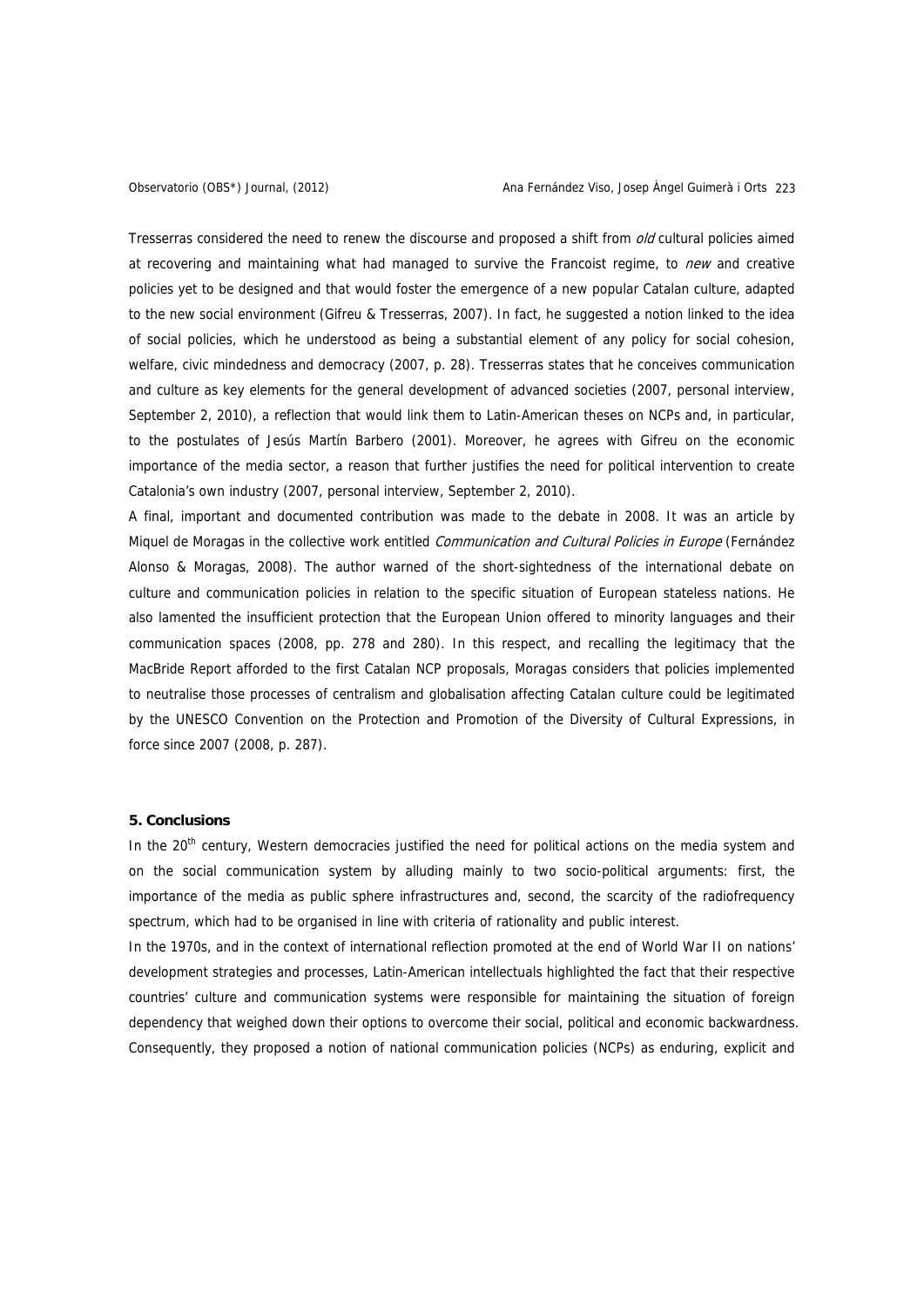Tresserras considered the need to renew the discourse and proposed a shift from *old* cultural policies aimed at recovering and maintaining what had managed to survive the Francoist regime, to *new* and creative policies yet to be designed and that would foster the emergence of a new popular Catalan culture, adapted to the new social environment (Gifreu & Tresserras, 2007). In fact, he suggested a notion linked to the idea of social policies, which he understood as being a substantial element of any policy for social cohesion, welfare, civic mindedness and democracy (2007, p. 28). Tresserras states that he conceives communication and culture as key elements for the general development of advanced societies (2007, personal interview, September 2, 2010), a reflection that would link them to Latin-American theses on NCPs and, in particular, to the postulates of Jesús Martín Barbero (2001). Moreover, he agrees with Gifreu on the economic importance of the media sector, a reason that further justifies the need for political intervention to create Catalonia's own industry (2007, personal interview, September 2, 2010).

A final, important and documented contribution was made to the debate in 2008. It was an article by Miquel de Moragas in the collective work entitled *Communication and Cultural Policies in Europe* (Fernández Alonso & Moragas, 2008). The author warned of the short-sightedness of the international debate on culture and communication policies in relation to the specific situation of European stateless nations. He also lamented the insufficient protection that the European Union offered to minority languages and their communication spaces (2008, pp. 278 and 280). In this respect, and recalling the legitimacy that the MacBride Report afforded to the first Catalan NCP proposals, Moragas considers that policies implemented to neutralise those processes of centralism and globalisation affecting Catalan culture could be legitimated by the UNESCO Convention on the Protection and Promotion of the Diversity of Cultural Expressions, in force since 2007 (2008, p. 287).

## 5. Conclusions

In the 20th century, Western democracies justified the need for political actions on the media system and on the social communication system by alluding mainly to two socio-political arguments: first, the importance of the media as public sphere infrastructures and, second, the scarcity of the radiofrequency spectrum, which had to be organised in line with criteria of rationality and public interest.

In the 1970s, and in the context of international reflection promoted at the end of World War II on nations' development strategies and processes, Latin-American intellectuals highlighted the fact that their respective countries' culture and communication systems were responsible for maintaining the situation of foreign dependency that weighed down their options to overcome their social, political and economic backwardness. Consequently, they proposed a notion of national communication policies (NCPs) as enduring, explicit and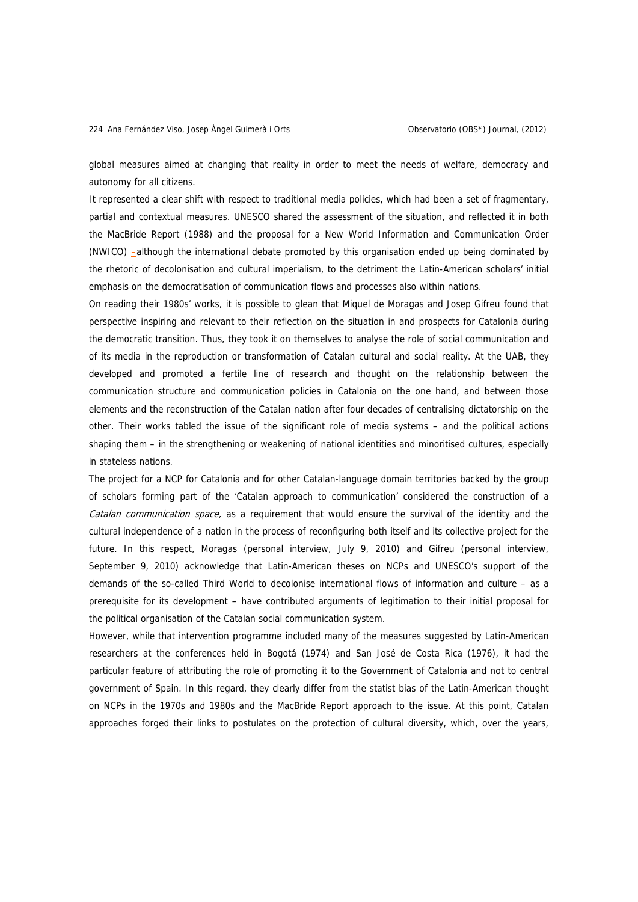global measures aimed at changing that reality in order to meet the needs of welfare, democracy and autonomy for all citizens.

It represented a clear shift with respect to traditional media policies, which had been a set of fragmentary, partial and contextual measures. UNESCO shared the assessment of the situation, and reflected it in both the MacBride Report (1988) and the proposal for a New World Information and Communication Order (NWICO) –although the international debate promoted by this organisation ended up being dominated by the rhetoric of decolonisation and cultural imperialism, to the detriment the Latin-American scholars' initial emphasis on the democratisation of communication flows and processes also within nations.

On reading their 1980s' works, it is possible to glean that Miquel de Moragas and Josep Gifreu found that perspective inspiring and relevant to their reflection on the situation in and prospects for Catalonia during the democratic transition. Thus, they took it on themselves to analyse the role of social communication and of its media in the reproduction or transformation of Catalan cultural and social reality. At the UAB, they developed and promoted a fertile line of research and thought on the relationship between the communication structure and communication policies in Catalonia on the one hand, and between those elements and the reconstruction of the Catalan nation after four decades of centralising dictatorship on the other. Their works tabled the issue of the significant role of media systems – and the political actions shaping them – in the strengthening or weakening of national identities and minoritised cultures, especially in stateless nations.

The project for a NCP for Catalonia and for other Catalan-language domain territories backed by the group of scholars forming part of the 'Catalan approach to communication' considered the construction of a *Catalan communication space,* as a requirement that would ensure the survival of the identity and the cultural independence of a nation in the process of reconfiguring both itself and its collective project for the future. In this respect, Moragas (personal interview, July 9, 2010) and Gifreu (personal interview, September 9, 2010) acknowledge that Latin-American theses on NCPs and UNESCO's support of the demands of the so-called Third World to decolonise international flows of information and culture – as a prerequisite for its development – have contributed arguments of legitimation to their initial proposal for the political organisation of the Catalan social communication system.

However, while that intervention programme included many of the measures suggested by Latin-American researchers at the conferences held in Bogotá (1974) and San José de Costa Rica (1976), it had the particular feature of attributing the role of promoting it to the Government of Catalonia and not to central government of Spain. In this regard, they clearly differ from the statist bias of the Latin-American thought on NCPs in the 1970s and 1980s and the MacBride Report approach to the issue. At this point, Catalan approaches forged their links to postulates on the protection of cultural diversity, which, over the years,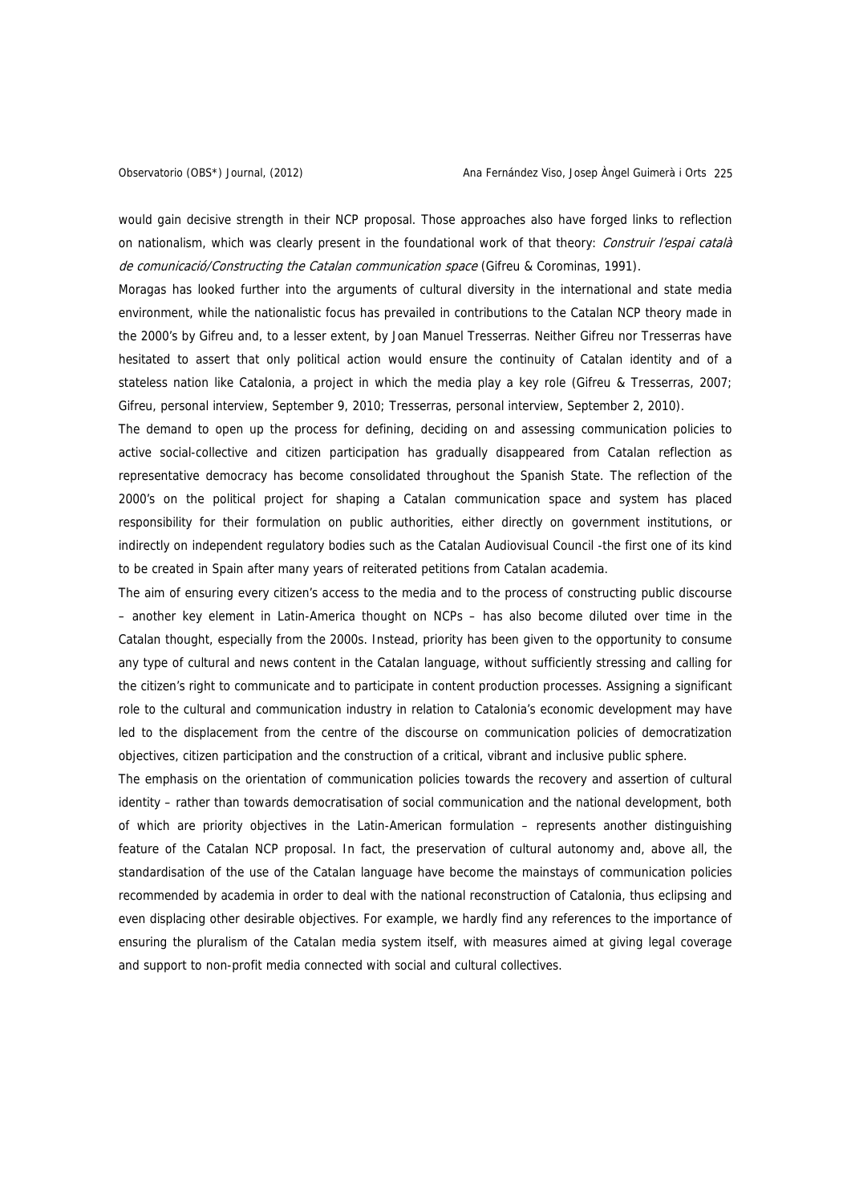would gain decisive strength in their NCP proposal. Those approaches also have forged links to reflection on nationalism, which was clearly present in the foundational work of that theory: *Construir l'espai català de comunicació/Constructing the Catalan communication space* (Gifreu & Corominas, 1991).

Moragas has looked further into the arguments of cultural diversity in the international and state media environment, while the nationalistic focus has prevailed in contributions to the Catalan NCP theory made in the 2000's by Gifreu and, to a lesser extent, by Joan Manuel Tresserras. Neither Gifreu nor Tresserras have hesitated to assert that only political action would ensure the continuity of Catalan identity and of a stateless nation like Catalonia, a project in which the media play a key role (Gifreu & Tresserras, 2007; Gifreu, personal interview, September 9, 2010; Tresserras, personal interview, September 2, 2010).

The demand to open up the process for defining, deciding on and assessing communication policies to active social-collective and citizen participation has gradually disappeared from Catalan reflection as representative democracy has become consolidated throughout the Spanish State. The reflection of the 2000's on the political project for shaping a Catalan communication space and system has placed responsibility for their formulation on public authorities, either directly on government institutions, or indirectly on independent regulatory bodies such as the Catalan Audiovisual Council -the first one of its kind to be created in Spain after many years of reiterated petitions from Catalan academia.

The aim of ensuring every citizen's access to the media and to the process of constructing public discourse – another key element in Latin-America thought on NCPs – has also become diluted over time in the Catalan thought, especially from the 2000s. Instead, priority has been given to the opportunity to consume any type of cultural and news content in the Catalan language, without sufficiently stressing and calling for the citizen's right to communicate and to participate in content production processes. Assigning a significant role to the cultural and communication industry in relation to Catalonia's economic development may have led to the displacement from the centre of the discourse on communication policies of democratization objectives, citizen participation and the construction of a critical, vibrant and inclusive public sphere.

The emphasis on the orientation of communication policies towards the recovery and assertion of cultural identity – rather than towards democratisation of social communication and the national development, both of which are priority objectives in the Latin-American formulation – represents another distinguishing feature of the Catalan NCP proposal. In fact, the preservation of cultural autonomy and, above all, the standardisation of the use of the Catalan language have become the mainstays of communication policies recommended by academia in order to deal with the national reconstruction of Catalonia, thus eclipsing and even displacing other desirable objectives. For example, we hardly find any references to the importance of ensuring the pluralism of the Catalan media system itself, with measures aimed at giving legal coverage and support to non-profit media connected with social and cultural collectives.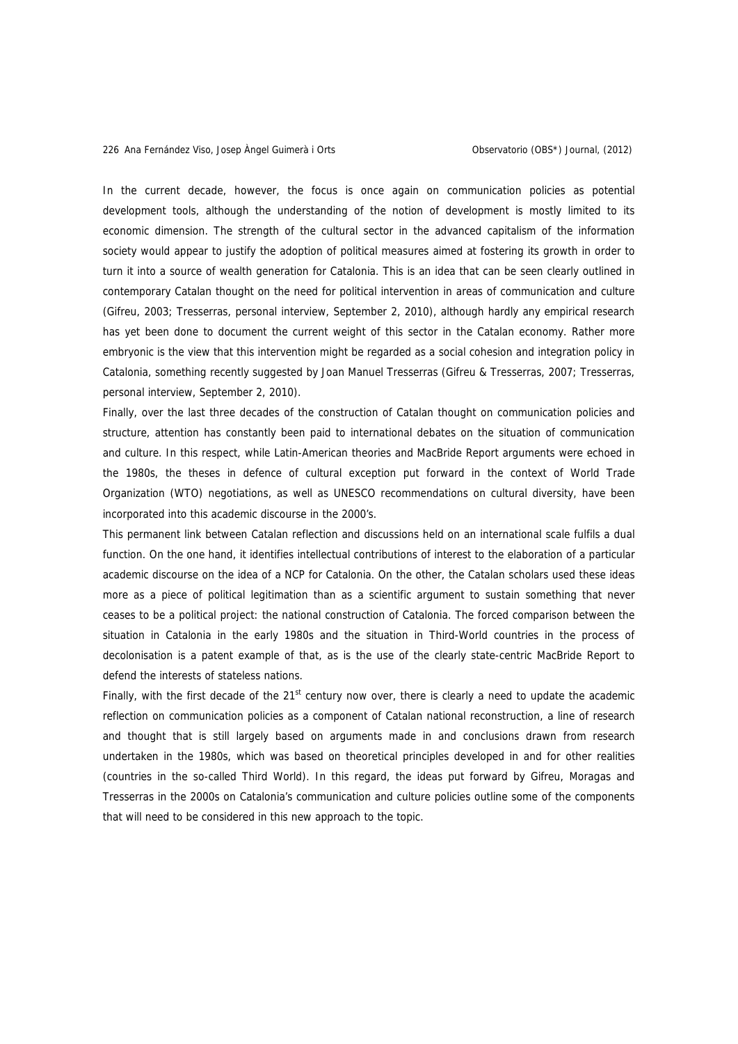In the current decade, however, the focus is once again on communication policies as potential development tools, although the understanding of the notion of development is mostly limited to its economic dimension. The strength of the cultural sector in the advanced capitalism of the information society would appear to justify the adoption of political measures aimed at fostering its growth in order to turn it into a source of wealth generation for Catalonia. This is an idea that can be seen clearly outlined in contemporary Catalan thought on the need for political intervention in areas of communication and culture (Gifreu, 2003; Tresserras, personal interview, September 2, 2010), although hardly any empirical research has yet been done to document the current weight of this sector in the Catalan economy. Rather more embryonic is the view that this intervention might be regarded as a social cohesion and integration policy in Catalonia, something recently suggested by Joan Manuel Tresserras (Gifreu & Tresserras, 2007; Tresserras, personal interview, September 2, 2010).

Finally, over the last three decades of the construction of Catalan thought on communication policies and structure, attention has constantly been paid to international debates on the situation of communication and culture. In this respect, while Latin-American theories and MacBride Report arguments were echoed in the 1980s, the theses in defence of cultural exception put forward in the context of World Trade Organization (WTO) negotiations, as well as UNESCO recommendations on cultural diversity, have been incorporated into this academic discourse in the 2000's.

This permanent link between Catalan reflection and discussions held on an international scale fulfils a dual function. On the one hand, it identifies intellectual contributions of interest to the elaboration of a particular academic discourse on the idea of a NCP for Catalonia. On the other, the Catalan scholars used these ideas more as a piece of political legitimation than as a scientific argument to sustain something that never ceases to be a political project: the national construction of Catalonia. The forced comparison between the situation in Catalonia in the early 1980s and the situation in Third-World countries in the process of decolonisation is a patent example of that, as is the use of the clearly state-centric MacBride Report to defend the interests of stateless nations.

Finally, with the first decade of the 21st century now over, there is clearly a need to update the academic reflection on communication policies as a component of Catalan national reconstruction, a line of research and thought that is still largely based on arguments made in and conclusions drawn from research undertaken in the 1980s, which was based on theoretical principles developed in and for other realities (countries in the so-called Third World). In this regard, the ideas put forward by Gifreu, Moragas and Tresserras in the 2000s on Catalonia's communication and culture policies outline some of the components that will need to be considered in this new approach to the topic.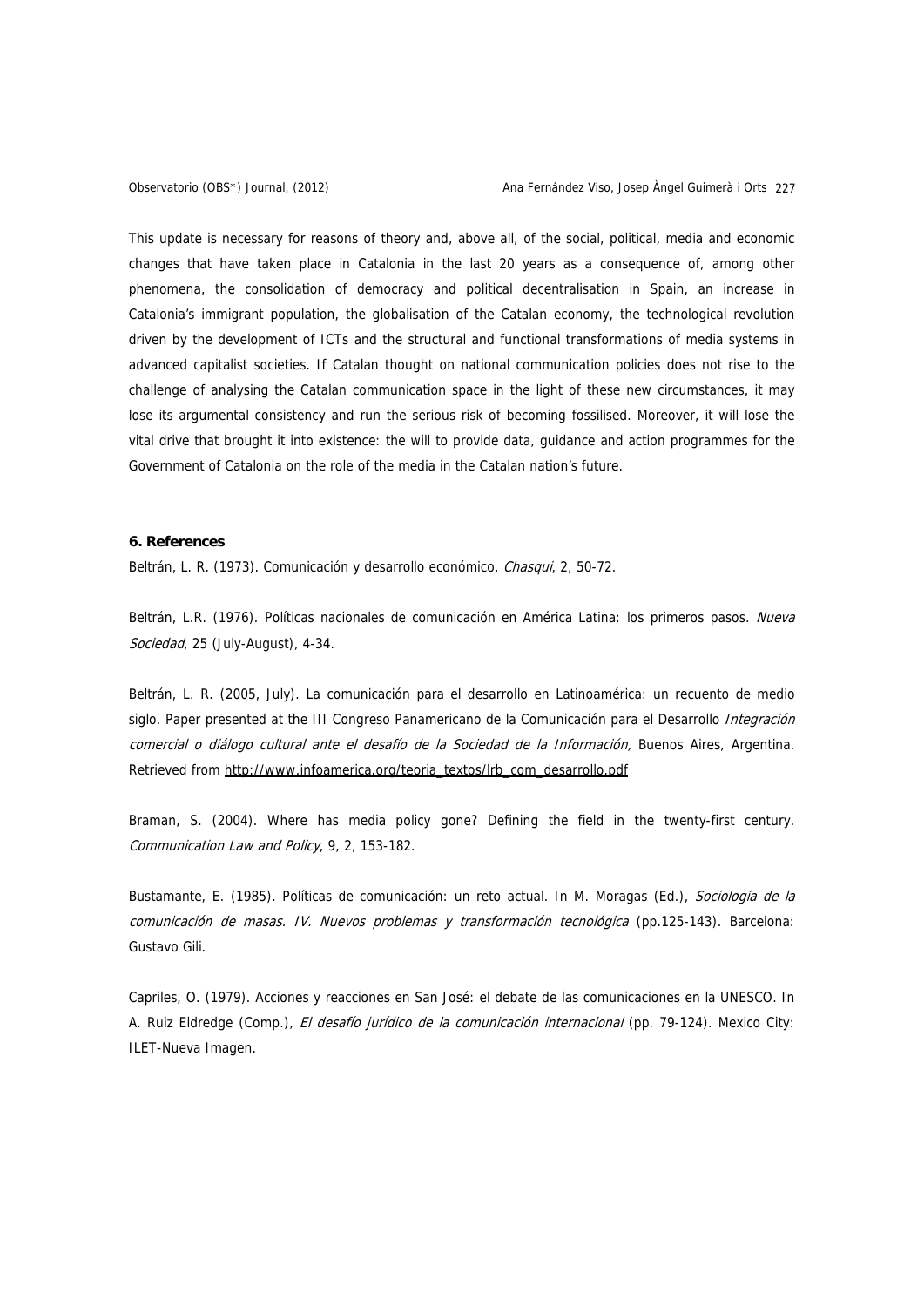This update is necessary for reasons of theory and, above all, of the social, political, media and economic changes that have taken place in Catalonia in the last 20 years as a consequence of, among other phenomena, the consolidation of democracy and political decentralisation in Spain, an increase in Catalonia's immigrant population, the globalisation of the Catalan economy, the technological revolution driven by the development of ICTs and the structural and functional transformations of media systems in advanced capitalist societies. If Catalan thought on national communication policies does not rise to the challenge of analysing the Catalan communication space in the light of these new circumstances, it may lose its argumental consistency and run the serious risk of becoming fossilised. Moreover, it will lose the vital drive that brought it into existence: the will to provide data, guidance and action programmes for the Government of Catalonia on the role of the media in the Catalan nation's future.

## 6. References

Beltrán, L. R. (1973). Comunicación y desarrollo económico. *Chasqui*, 2, 50-72.

Beltrán, L.R. (1976). Políticas nacionales de comunicación en América Latina: los primeros pasos. *Nueva Sociedad*, 25 (July-August), 4-34.

Beltrán, L. R. (2005, July). La comunicación para el desarrollo en Latinoamérica: un recuento de medio siglo. Paper presented at the III Congreso Panamericano de la Comunicación para el Desarrollo *Integración comercial o diálogo cultural ante el desafío de la Sociedad de la Información,* Buenos Aires, Argentina. Retrieved from http://www.infoamerica.org/teoria_textos/lrb_com_desarrollo.pdf

Braman, S. (2004). Where has media policy gone? Defining the field in the twenty-first century. *Communication Law and Policy*, 9, 2, 153-182.

Bustamante, E. (1985). Políticas de comunicación: un reto actual. In M. Moragas (Ed.), *Sociología de la comunicación de masas. IV. Nuevos problemas y transformación tecnológica* (pp.125-143). Barcelona: Gustavo Gili.

Capriles, O. (1979). Acciones y reacciones en San José: el debate de las comunicaciones en la UNESCO. In A. Ruiz Eldredge (Comp.), *El desafío jurídico de la comunicación internacional* (pp. 79-124). Mexico City: ILET-Nueva Imagen.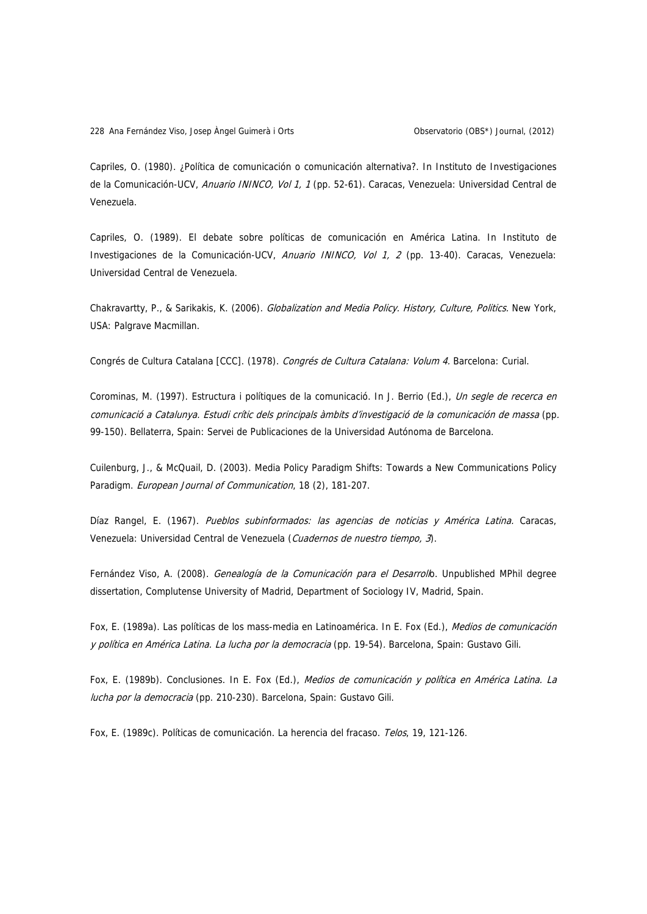Capriles, O. (1980). ¿Política de comunicación o comunicación alternativa?. In Instituto de Investigaciones de la Comunicación-UCV, *Anuario ININCO, Vol 1, 1* (pp. 52-61). Caracas, Venezuela: Universidad Central de Venezuela.

Capriles, O. (1989). El debate sobre políticas de comunicación en América Latina. In Instituto de Investigaciones de la Comunicación-UCV, *Anuario ININCO, Vol 1, 2* (pp. 13-40). Caracas, Venezuela: Universidad Central de Venezuela.

Chakravartty, P., & Sarikakis, K. (2006). *Globalization and Media Policy. History, Culture, Politics*. New York, USA: Palgrave Macmillan.

Congrés de Cultura Catalana [CCC]. (1978). *Congrés de Cultura Catalana: Volum 4*. Barcelona: Curial.

Corominas, M. (1997). Estructura i polítiques de la comunicació. In J. Berrio (Ed.), *Un segle de recerca en comunicació a Catalunya. Estudi crític dels principals àmbits d'investigació de la comunicación de massa* (pp. 99-150). Bellaterra, Spain: Servei de Publicaciones de la Universidad Autónoma de Barcelona.

Cuilenburg, J., & McQuail, D. (2003). Media Policy Paradigm Shifts: Towards a New Communications Policy Paradigm. *European Journal of Communication*, 18 (2), 181-207.

Díaz Rangel, E. (1967). *Pueblos subinformados: las agencias de noticias y América Latina.* Caracas, Venezuela: Universidad Central de Venezuela (*Cuadernos de nuestro tiempo, 3*).

Fernández Viso, A. (2008). *Genealogía de la Comunicación para el Desarroll*o. Unpublished MPhil degree dissertation, Complutense University of Madrid, Department of Sociology IV, Madrid, Spain.

Fox, E. (1989a). Las políticas de los mass-media en Latinoamérica. In E. Fox (Ed.), *Medios de comunicación y política en América Latina. La lucha por la democracia* (pp. 19-54). Barcelona, Spain: Gustavo Gili.

Fox, E. (1989b). Conclusiones. In E. Fox (Ed.), *Medios de comunicación y política en América Latina. La lucha por la democracia* (pp. 210-230). Barcelona, Spain: Gustavo Gili.

Fox, E. (1989c). Políticas de comunicación. La herencia del fracaso. *Telos*, 19, 121-126.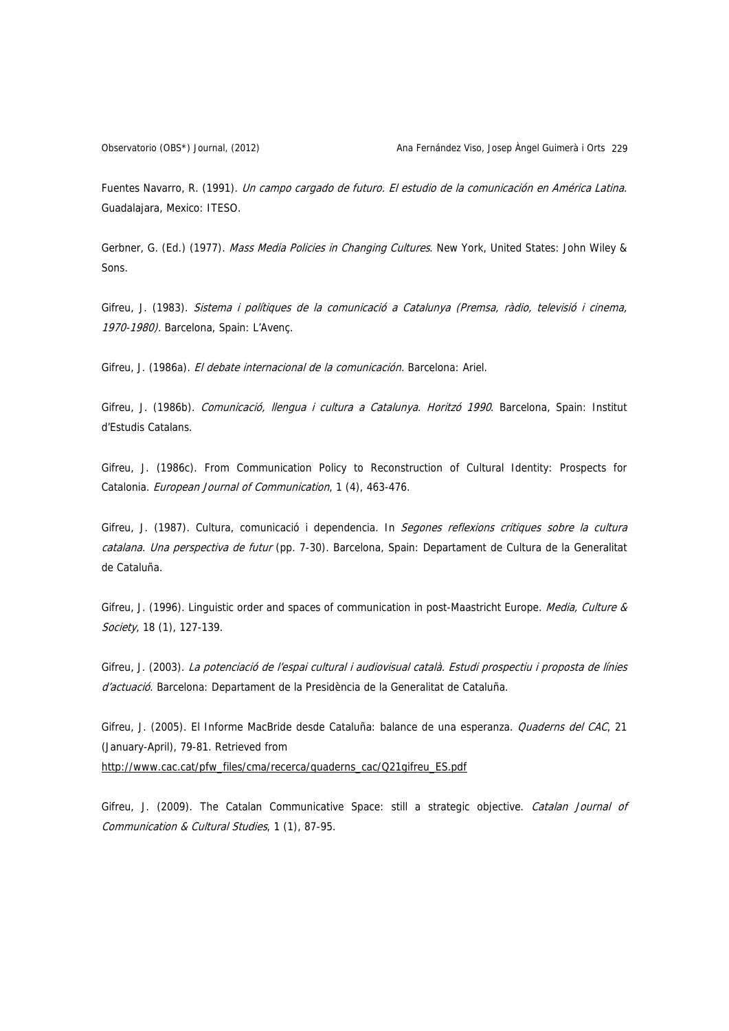Fuentes Navarro, R. (1991). *Un campo cargado de futuro. El estudio de la comunicación en América Latina.* Guadalajara, Mexico: ITESO.

Gerbner, G. (Ed.) (1977). *Mass Media Policies in Changing Cultures*. New York, United States: John Wiley & Sons.

Gifreu, J. (1983). *Sistema i polítiques de la comunicació a Catalunya (Premsa, ràdio, televisió i cinema, 1970-1980).* Barcelona, Spain: L'Avenç.

Gifreu, J. (1986a). *El debate internacional de la comunicación.* Barcelona: Ariel.

Gifreu, J. (1986b). *Comunicació, llengua i cultura a Catalunya. Horitzó 1990*. Barcelona, Spain: Institut d'Estudis Catalans.

Gifreu, J. (1986c). From Communication Policy to Reconstruction of Cultural Identity: Prospects for Catalonia. *European Journal of Communication*, 1 (4), 463-476.

Gifreu, J. (1987). Cultura, comunicació i dependencia. In *Segones reflexions critiques sobre la cultura catalana. Una perspectiva de futur* (pp. 7-30). Barcelona, Spain: Departament de Cultura de la Generalitat de Cataluña.

Gifreu, J. (1996). Linguistic order and spaces of communication in post-Maastricht Europe. *Media, Culture & Society*, 18 (1), 127-139.

Gifreu, J. (2003). *La potenciació de l'espai cultural i audiovisual català. Estudi prospectiu i proposta de línies d'actuació*. Barcelona: Departament de la Presidència de la Generalitat de Cataluña.

Gifreu, J. (2005). El Informe MacBride desde Cataluña: balance de una esperanza. *Quaderns del CAC*, 21 (January-April), 79-81. Retrieved from http://www.cac.cat/pfw_files/cma/recerca/quaderns_cac/Q21gifreu_ES.pdf

Gifreu, J. (2009). The Catalan Communicative Space: still a strategic objective. *Catalan Journal of Communication & Cultural Studies*, 1 (1), 87-95.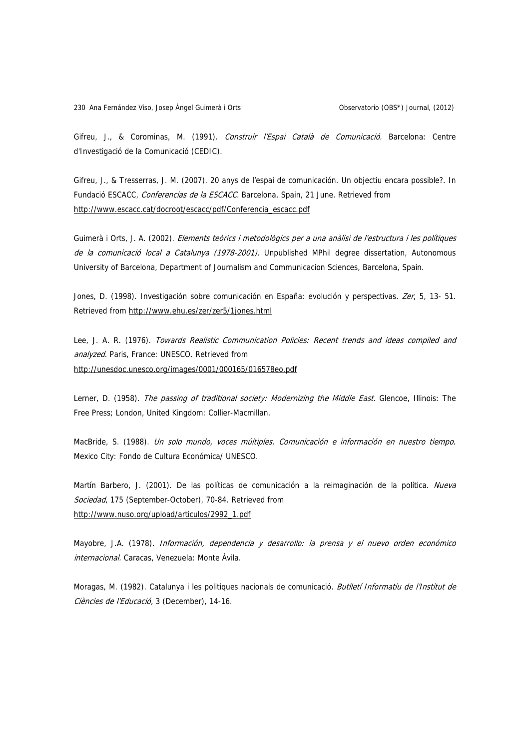Gifreu, J., & Corominas, M. (1991). *Construir l'Espai Català de Comunicació*. Barcelona: Centre d'Investigació de la Comunicació (CEDIC).

Gifreu, J., & Tresserras, J. M. (2007). 20 anys de l'espai de comunicación. Un objectiu encara possible?. In Fundació ESCACC, *Conferencias de la ESCACC*. Barcelona, Spain, 21 June. Retrieved from http://www.escacc.cat/docroot/escacc/pdf/Conferencia_escacc.pdf

Guimerà i Orts, J. A. (2002). *Elements teòrics i metodològics per a una anàlisi de l'estructura i les polítiques de la comunicació local a Catalunya (1978-2001)*. Unpublished MPhil degree dissertation, Autonomous University of Barcelona, Department of Journalism and Communicacion Sciences, Barcelona, Spain.

Jones, D. (1998). Investigación sobre comunicación en España: evolución y perspectivas. *Zer*, 5, 13- 51. Retrieved from http://www.ehu.es/zer/zer5/1jones.html

Lee, J. A. R. (1976). *Towards Realistic Communication Policies: Recent trends and ideas compiled and analyzed*. Paris, France: UNESCO. Retrieved from http://unesdoc.unesco.org/images/0001/000165/016578eo.pdf

Lerner, D. (1958). *The passing of traditional society: Modernizing the Middle East*. Glencoe, Illinois: The Free Press; London, United Kingdom: Collier-Macmillan.

MacBride, S. (1988). *Un solo mundo, voces múltiples. Comunicación e información en nuestro tiempo*. Mexico City: Fondo de Cultura Económica/ UNESCO.

Martín Barbero, J. (2001). De las políticas de comunicación a la reimaginación de la política. *Nueva Sociedad*, 175 (September-October), 70-84. Retrieved from http://www.nuso.org/upload/articulos/2992_1.pdf

Mayobre, J.A. (1978). *Información, dependencia y desarrollo: la prensa y el nuevo orden económico internacional*. Caracas, Venezuela: Monte Ávila.

Moragas, M. (1982). Catalunya i les politiques nacionals de comunicació. *Butlletí Informatiu de l'Institut de Ciències de l'Educació,* 3 (December), 14-16.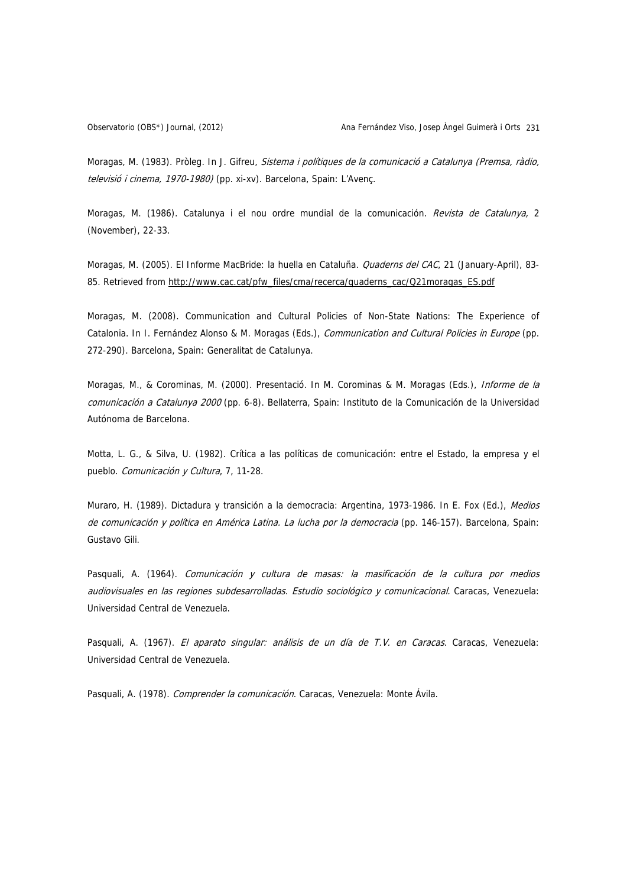Moragas, M. (1983). Pròleg. In J. Gifreu, *Sistema i polítiques de la comunicació a Catalunya (Premsa, ràdio, televisió i cinema, 1970-1980)* (pp. xi-xv). Barcelona, Spain: L'Avenç.

Moragas, M. (1986). Catalunya i el nou ordre mundial de la comunicación. *Revista de Catalunya,* 2 (November), 22-33.

Moragas, M. (2005). El Informe MacBride: la huella en Cataluña. *Quaderns del CAC*, 21 (January-April), 83-85. Retrieved from http://www.cac.cat/pfw_files/cma/recerca/quaderns_cac/Q21moragas_ES.pdf

Moragas, M. (2008). Communication and Cultural Policies of Non-State Nations: The Experience of Catalonia. In I. Fernández Alonso & M. Moragas (Eds.), *Communication and Cultural Policies in Europe* (pp. 272-290). Barcelona, Spain: Generalitat de Catalunya.

Moragas, M., & Corominas, M. (2000). Presentació. In M. Corominas & M. Moragas (Eds.), *Informe de la comunicación a Catalunya 2000* (pp. 6-8). Bellaterra, Spain: Instituto de la Comunicación de la Universidad Autónoma de Barcelona.

Motta, L. G., & Silva, U. (1982). Crítica a las políticas de comunicación: entre el Estado, la empresa y el pueblo. *Comunicación y Cultura*, 7, 11-28.

Muraro, H. (1989). Dictadura y transición a la democracia: Argentina, 1973-1986. In E. Fox (Ed.), *Medios de comunicación y política en América Latina. La lucha por la democracia* (pp. 146-157). Barcelona, Spain: Gustavo Gili.

Pasquali, A. (1964). *Comunicación y cultura de masas: la masificación de la cultura por medios audiovisuales en las regiones subdesarrolladas. Estudio sociológico y comunicacional.* Caracas, Venezuela: Universidad Central de Venezuela.

Pasquali, A. (1967). *El aparato singular: análisis de un día de T.V. en Caracas.* Caracas, Venezuela: Universidad Central de Venezuela.

Pasquali, A. (1978). *Comprender la comunicación*. Caracas, Venezuela: Monte Ávila.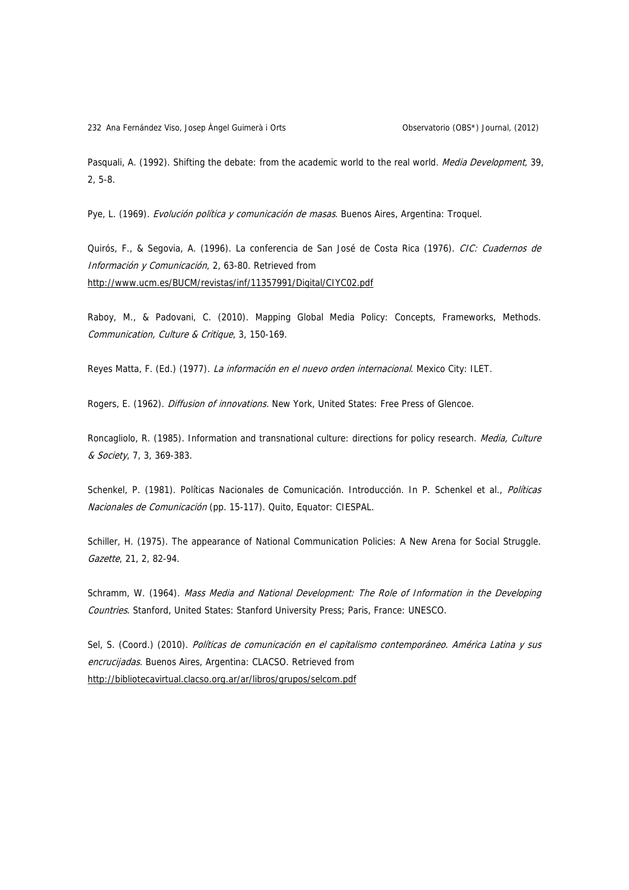Pasquali, A. (1992). Shifting the debate: from the academic world to the real world. *Media Development*, 39, 2, 5-8.

Pye, L. (1969). *Evolución política y comunicación de masas*. Buenos Aires, Argentina: Troquel.

Quirós, F., & Segovia, A. (1996). La conferencia de San José de Costa Rica (1976). *CIC: Cuadernos de Información y Comunicación*, 2, 63-80. Retrieved from http://www.ucm.es/BUCM/revistas/inf/11357991/Digital/CIYC02.pdf

Raboy, M., & Padovani, C. (2010). Mapping Global Media Policy: Concepts, Frameworks, Methods. *Communication, Culture & Critique*, 3, 150-169.

Reyes Matta, F. (Ed.) (1977). *La información en el nuevo orden internacional*. Mexico City: ILET.

Rogers, E. (1962). *Diffusion of innovations.* New York, United States: Free Press of Glencoe.

Roncagliolo, R. (1985). Information and transnational culture: directions for policy research. *Media, Culture & Society*, 7, 3, 369-383.

Schenkel, P. (1981). Políticas Nacionales de Comunicación. Introducción. In P. Schenkel et al., *Políticas Nacionales de Comunicación* (pp. 15-117). Quito, Equator: CIESPAL.

Schiller, H. (1975). The appearance of National Communication Policies: A New Arena for Social Struggle. *Gazette*, 21, 2, 82-94.

Schramm, W. (1964). *Mass Media and National Development: The Role of Information in the Developing Countries*. Stanford, United States: Stanford University Press; Paris, France: UNESCO.

Sel, S. (Coord.) (2010). *Políticas de comunicación en el capitalismo contemporáneo. América Latina y sus encrucijadas*. Buenos Aires, Argentina: CLACSO. Retrieved from http://bibliotecavirtual.clacso.org.ar/ar/libros/grupos/selcom.pdf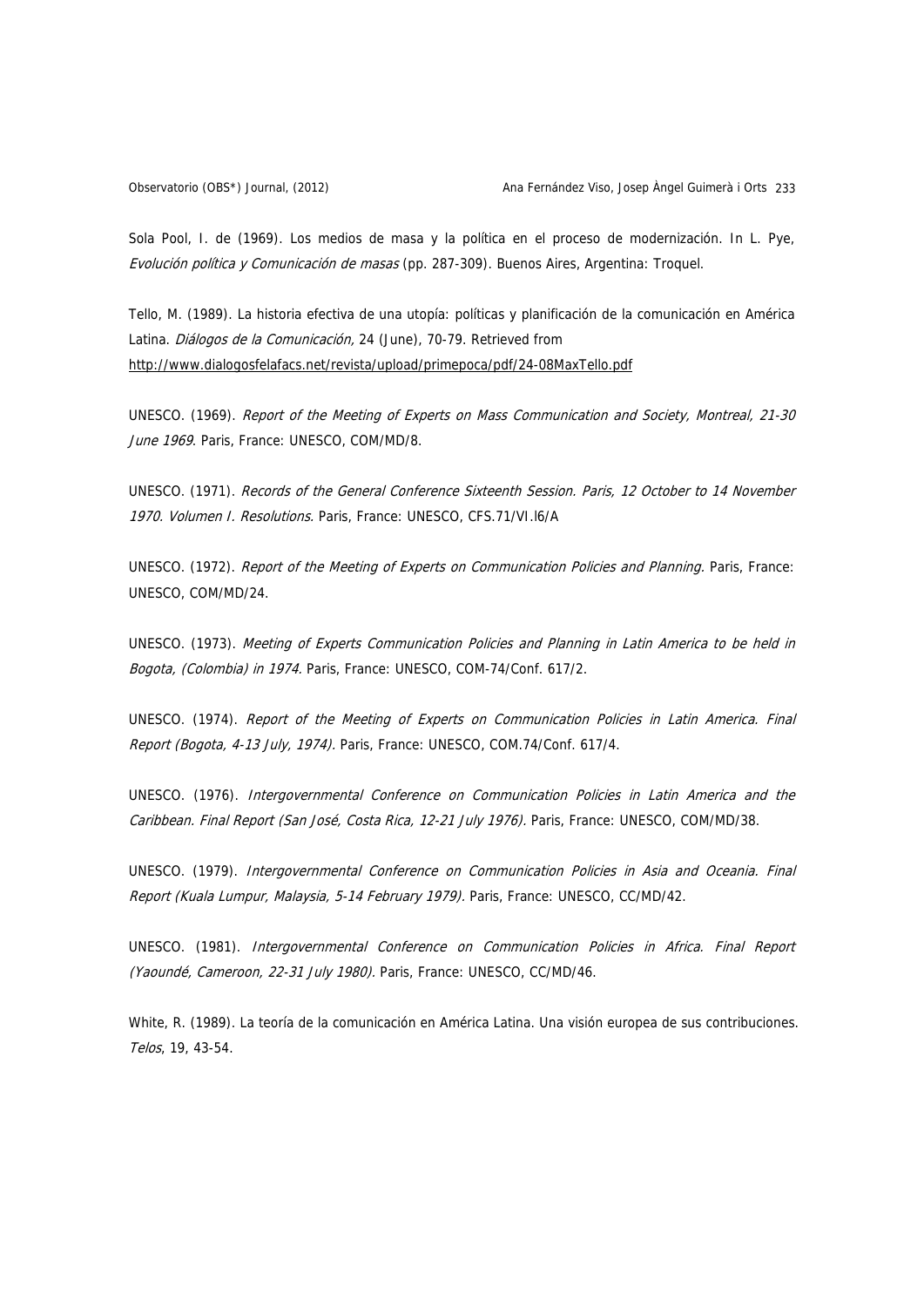Sola Pool, I. de (1969). Los medios de masa y la política en el proceso de modernización. In L. Pye, *Evolución política y Comunicación de masas* (pp. 287-309). Buenos Aires, Argentina: Troquel.

Tello, M. (1989). La historia efectiva de una utopía: políticas y planificación de la comunicación en América Latina. *Diálogos de la Comunicación,* 24 (June), 70-79. Retrieved from http://www.dialogosfelafacs.net/revista/upload/primepoca/pdf/24-08MaxTello.pdf

UNESCO. (1969). *Report of the Meeting of Experts on Mass Communication and Society, Montreal, 21-30 June 1969*. Paris, France: UNESCO, COM/MD/8.

UNESCO. (1971). *Records of the General Conference Sixteenth Session. Paris, 12 October to 14 November 1970. Volumen I. Resolutions*. Paris, France: UNESCO, CFS.71/VI.l6/A

UNESCO. (1972). *Report of the Meeting of Experts on Communication Policies and Planning*. Paris, France: UNESCO, COM/MD/24.

UNESCO. (1973). *Meeting of Experts Communication Policies and Planning in Latin America to be held in Bogota, (Colombia) in 1974*. Paris, France: UNESCO, COM-74/Conf. 617/2.

UNESCO. (1974). *Report of the Meeting of Experts on Communication Policies in Latin America. Final Report (Bogota, 4-13 July, 1974).* Paris, France: UNESCO, COM.74/Conf. 617/4.

UNESCO. (1976). *Intergovernmental Conference on Communication Policies in Latin America and the Caribbean. Final Report (San José, Costa Rica, 12-21 July 1976)*. Paris, France: UNESCO, COM/MD/38.

UNESCO. (1979). *Intergovernmental Conference on Communication Policies in Asia and Oceania. Final Report (Kuala Lumpur, Malaysia, 5-14 February 1979)*. Paris, France: UNESCO, CC/MD/42.

UNESCO. (1981). *Intergovernmental Conference on Communication Policies in Africa. Final Report (Yaoundé, Cameroon, 22-31 July 1980).* Paris, France: UNESCO, CC/MD/46.

White, R. (1989). La teoría de la comunicación en América Latina. Una visión europea de sus contribuciones. *Telos*, 19, 43-54.